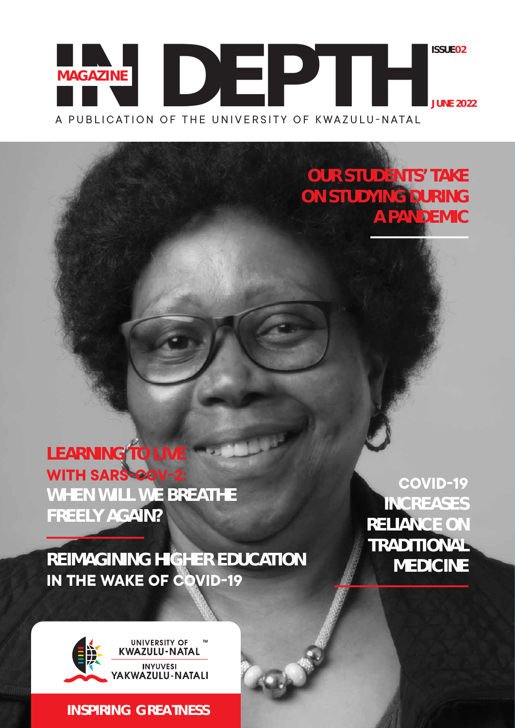# IN DEPTH MAGAZINE

ISSUE 02

JUNE 2022

A PUBLICATION OF THE UNIVERSITY OF KWAZULU-NATAL

## OUR STUDENTS' TAKE ON STUDYING DURING A PANDEMIC

## LEARNING TO LIVE WITH SARS-COV-2: WHEN WILL WE BREATHE FREELY AGAIN?

## REIMAGINING HIGHER EDUCATION IN THE WAKE OF COVID-19

## COVID-19 INCREASES RELIANCE ON TRADITIONAL MEDICINE

UNIVERSITY OF KWAZULU-NATAL
INYUVESI YAKWAZULU-NATALI

INSPIRING GREATNESS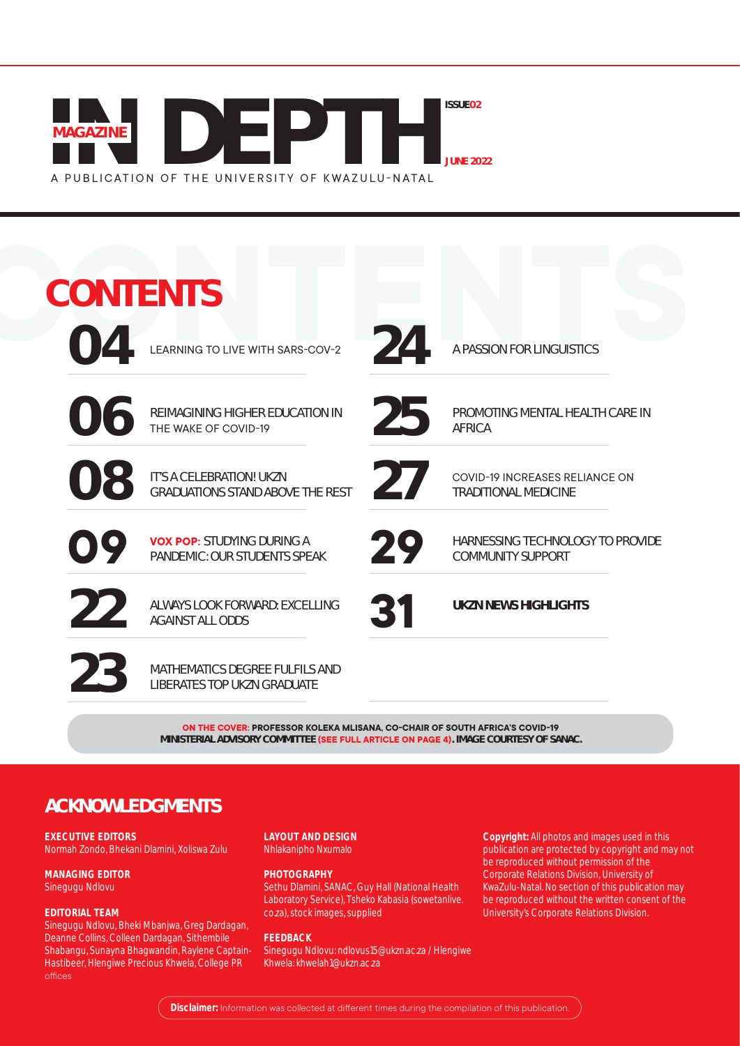# IN DEPTH MAGAZINE

ISSUE 02

JUNE 2022

A PUBLICATION OF THE UNIVERSITY OF KWAZULU-NATAL

## CONTENTS

**04** LEARNING TO LIVE WITH SARS-COV-2

**06** REIMAGINING HIGHER EDUCATION IN THE WAKE OF COVID-19

**08** IT'S A CELEBRATION! UKZN GRADUATIONS STAND ABOVE THE REST

**09** **VOX POP:** STUDYING DURING A PANDEMIC: OUR STUDENTS SPEAK

**22** ALWAYS LOOK FORWARD: EXCELLING AGAINST ALL ODDS

**23** MATHEMATICS DEGREE FULFILS AND LIBERATES TOP UKZN GRADUATE

**24** A PASSION FOR LINGUISTICS

**25** PROMOTING MENTAL HEALTH CARE IN AFRICA

**27** COVID-19 INCREASES RELIANCE ON TRADITIONAL MEDICINE

**29** HARNESSING TECHNOLOGY TO PROVIDE COMMUNITY SUPPORT

**31** **UKZN NEWS HIGHLIGHTS**

**ON THE COVER:** PROFESSOR KOLEKA MLISANA, CO-CHAIR OF SOUTH AFRICA'S COVID-19 MINISTERIAL ADVISORY COMMITTEE (SEE FULL ARTICLE ON PAGE 4). IMAGE COURTESY OF SANAC.

## ACKNOWLEDGMENTS

**EXECUTIVE EDITORS**
Normah Zondo, Bhekani Dlamini, Xoliswa Zulu

**MANAGING EDITOR**
Sinegugu Ndlovu

**EDITORIAL TEAM**
Sinegugu Ndlovu, Bheki Mbanjwa, Greg Dardagan, Deanne Collins, Colleen Dardagan, Sithembile Shabangu, Sunayna Bhagwandin, Raylene Captain-Hastibeer, Hlengiwe Precious Khwela, College PR offices

**LAYOUT AND DESIGN**
Nhlakanipho Nxumalo

**PHOTOGRAPHY**
Sethu Dlamini, SANAC, Guy Hall (National Health Laboratory Service), Tsheko Kabasia (sowetanlive.co.za), stock images, supplied

**FEEDBACK**
Sinegugu Ndlovu: ndlovus15@ukzn.ac.za / Hlengiwe Khwela: khwelah1@ukzn.ac.za

**Copyright:** All photos and images used in this publication are protected by copyright and may not be reproduced without permission of the Corporate Relations Division, University of KwaZulu-Natal. No section of this publication may be reproduced without the written consent of the University's Corporate Relations Division.

**Disclaimer:** Information was collected at different times during the compilation of this publication.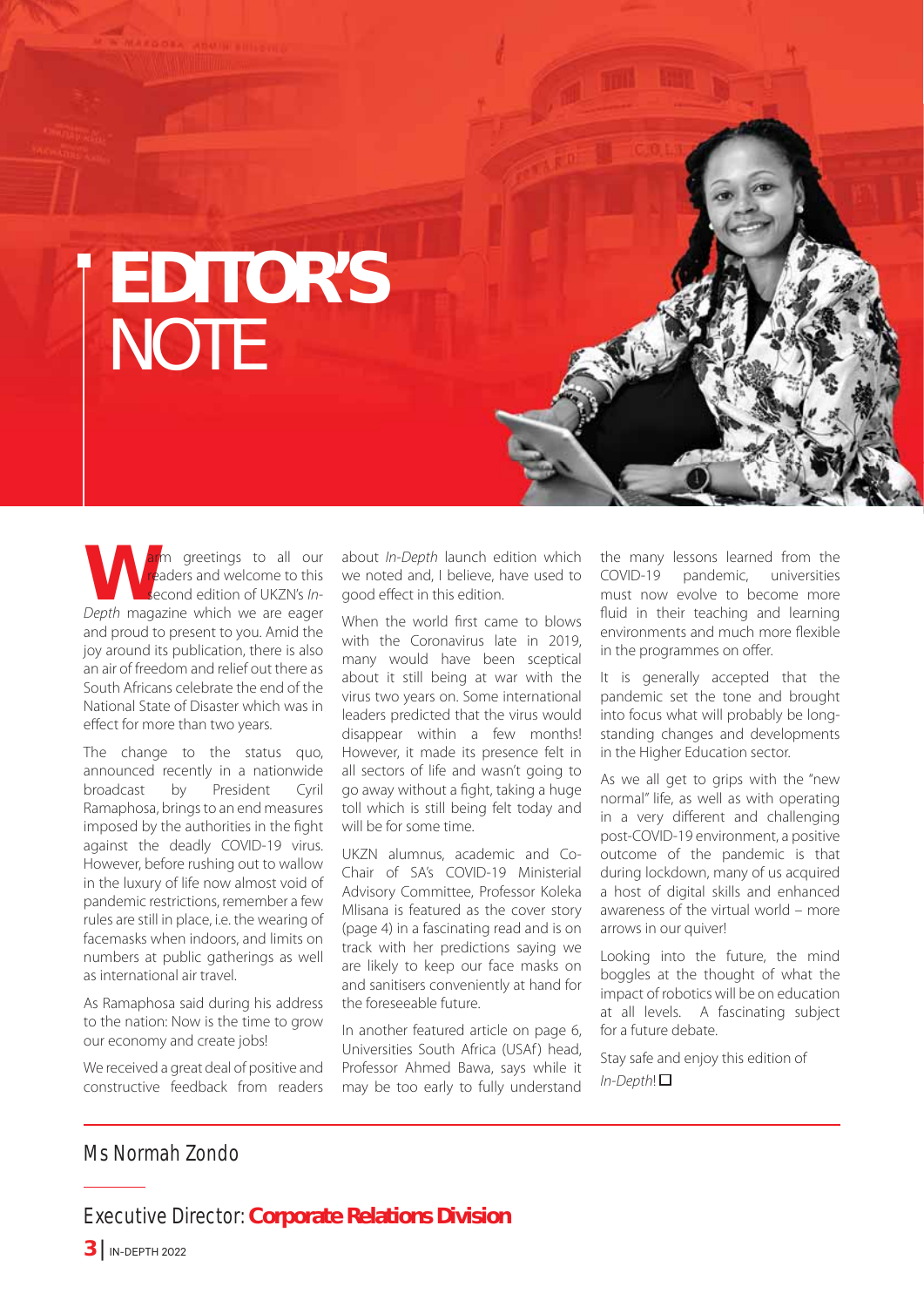# EDITOR'S NOTE

Warm greetings to all our readers and welcome to this second edition of UKZN's *In-Depth* magazine which we are eager and proud to present to you. Amid the joy around its publication, there is also an air of freedom and relief out there as South Africans celebrate the end of the National State of Disaster which was in effect for more than two years.

The change to the status quo, announced recently in a nationwide broadcast by President Cyril Ramaphosa, brings to an end measures imposed by the authorities in the fight against the deadly COVID-19 virus. However, before rushing out to wallow in the luxury of life now almost void of pandemic restrictions, remember a few rules are still in place, i.e. the wearing of facemasks when indoors, and limits on numbers at public gatherings as well as international air travel.

As Ramaphosa said during his address to the nation: Now is the time to grow our economy and create jobs!

We received a great deal of positive and constructive feedback from readers about *In-Depth* launch edition which we noted and, I believe, have used to good effect in this edition.

When the world first came to blows with the Coronavirus late in 2019, many would have been sceptical about it still being at war with the virus two years on. Some international leaders predicted that the virus would disappear within a few months! However, it made its presence felt in all sectors of life and wasn't going to go away without a fight, taking a huge toll which is still being felt today and will be for some time.

UKZN alumnus, academic and Co-Chair of SA's COVID-19 Ministerial Advisory Committee, Professor Koleka Mlisana is featured as the cover story (page 4) in a fascinating read and is on track with her predictions saying we are likely to keep our face masks on and sanitisers conveniently at hand for the foreseeable future.

In another featured article on page 6, Universities South Africa (USAf) head, Professor Ahmed Bawa, says while it may be too early to fully understand the many lessons learned from the COVID-19 pandemic, universities must now evolve to become more fluid in their teaching and learning environments and much more flexible in the programmes on offer.

It is generally accepted that the pandemic set the tone and brought into focus what will probably be long-standing changes and developments in the Higher Education sector.

As we all get to grips with the "new normal" life, as well as with operating in a very different and challenging post-COVID-19 environment, a positive outcome of the pandemic is that during lockdown, many of us acquired a host of digital skills and enhanced awareness of the virtual world – more arrows in our quiver!

Looking into the future, the mind boggles at the thought of what the impact of robotics will be on education at all levels. A fascinating subject for a future debate.

Stay safe and enjoy this edition of *In-Depth*! ☐

Ms Normah Zondo

Executive Director: **Corporate Relations Division**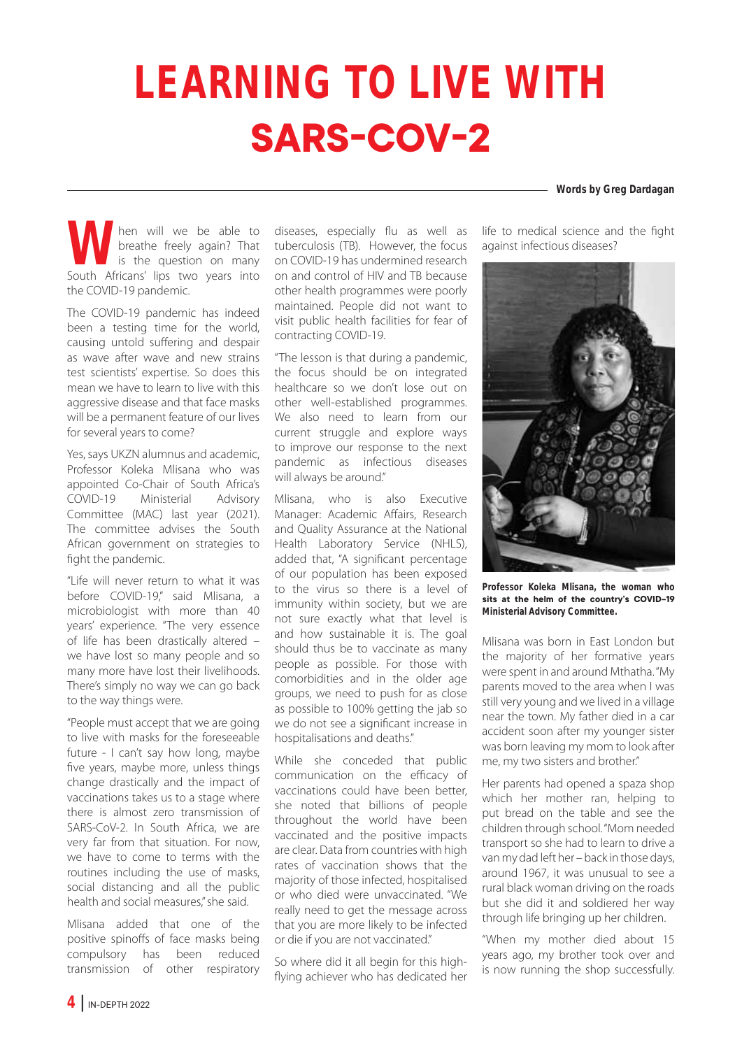# LEARNING TO LIVE WITH SARS-COV-2

**Words by Greg Dardagan**

When will we be able to breathe freely again? That is the question on many South Africans' lips two years into the COVID-19 pandemic.

The COVID-19 pandemic has indeed been a testing time for the world, causing untold suffering and despair as wave after wave and new strains test scientists' expertise. So does this mean we have to learn to live with this aggressive disease and that face masks will be a permanent feature of our lives for several years to come?

Yes, says UKZN alumnus and academic, Professor Koleka Mlisana who was appointed Co-Chair of South Africa's COVID-19 Ministerial Advisory Committee (MAC) last year (2021). The committee advises the South African government on strategies to fight the pandemic.

"Life will never return to what it was before COVID-19," said Mlisana, a microbiologist with more than 40 years' experience. "The very essence of life has been drastically altered – we have lost so many people and so many more have lost their livelihoods. There's simply no way we can go back to the way things were.

"People must accept that we are going to live with masks for the foreseeable future - I can't say how long, maybe five years, maybe more, unless things change drastically and the impact of vaccinations takes us to a stage where there is almost zero transmission of SARS-CoV-2. In South Africa, we are very far from that situation. For now, we have to come to terms with the routines including the use of masks, social distancing and all the public health and social measures," she said.

Mlisana added that one of the positive spinoffs of face masks being compulsory has been reduced transmission of other respiratory diseases, especially flu as well as tuberculosis (TB). However, the focus on COVID-19 has undermined research on and control of HIV and TB because other health programmes were poorly maintained. People did not want to visit public health facilities for fear of contracting COVID-19.

"The lesson is that during a pandemic, the focus should be on integrated healthcare so we don't lose out on other well-established programmes. We also need to learn from our current struggle and explore ways to improve our response to the next pandemic as infectious diseases will always be around."

Mlisana, who is also Executive Manager: Academic Affairs, Research and Quality Assurance at the National Health Laboratory Service (NHLS), added that, "A significant percentage of our population has been exposed to the virus so there is a level of immunity within society, but we are not sure exactly what that level is and how sustainable it is. The goal should thus be to vaccinate as many people as possible. For those with comorbidities and in the older age groups, we need to push for as close as possible to 100% getting the jab so we do not see a significant increase in hospitalisations and deaths."

While she conceded that public communication on the efficacy of vaccinations could have been better, she noted that billions of people throughout the world have been vaccinated and the positive impacts are clear. Data from countries with high rates of vaccination shows that the majority of those infected, hospitalised or who died were unvaccinated. "We really need to get the message across that you are more likely to be infected or die if you are not vaccinated."

So where did it all begin for this high-flying achiever who has dedicated her life to medical science and the fight against infectious diseases?

**Professor Koleka Mlisana, the woman who sits at the helm of the country's COVID-19 Ministerial Advisory Committee.**

Mlisana was born in East London but the majority of her formative years were spent in and around Mthatha. "My parents moved to the area when I was still very young and we lived in a village near the town. My father died in a car accident soon after my younger sister was born leaving my mom to look after me, my two sisters and brother."

Her parents had opened a spaza shop which her mother ran, helping to put bread on the table and see the children through school. "Mom needed transport so she had to learn to drive a van my dad left her – back in those days, around 1967, it was unusual to see a rural black woman driving on the roads but she did it and soldiered her way through life bringing up her children.

"When my mother died about 15 years ago, my brother took over and is now running the shop successfully.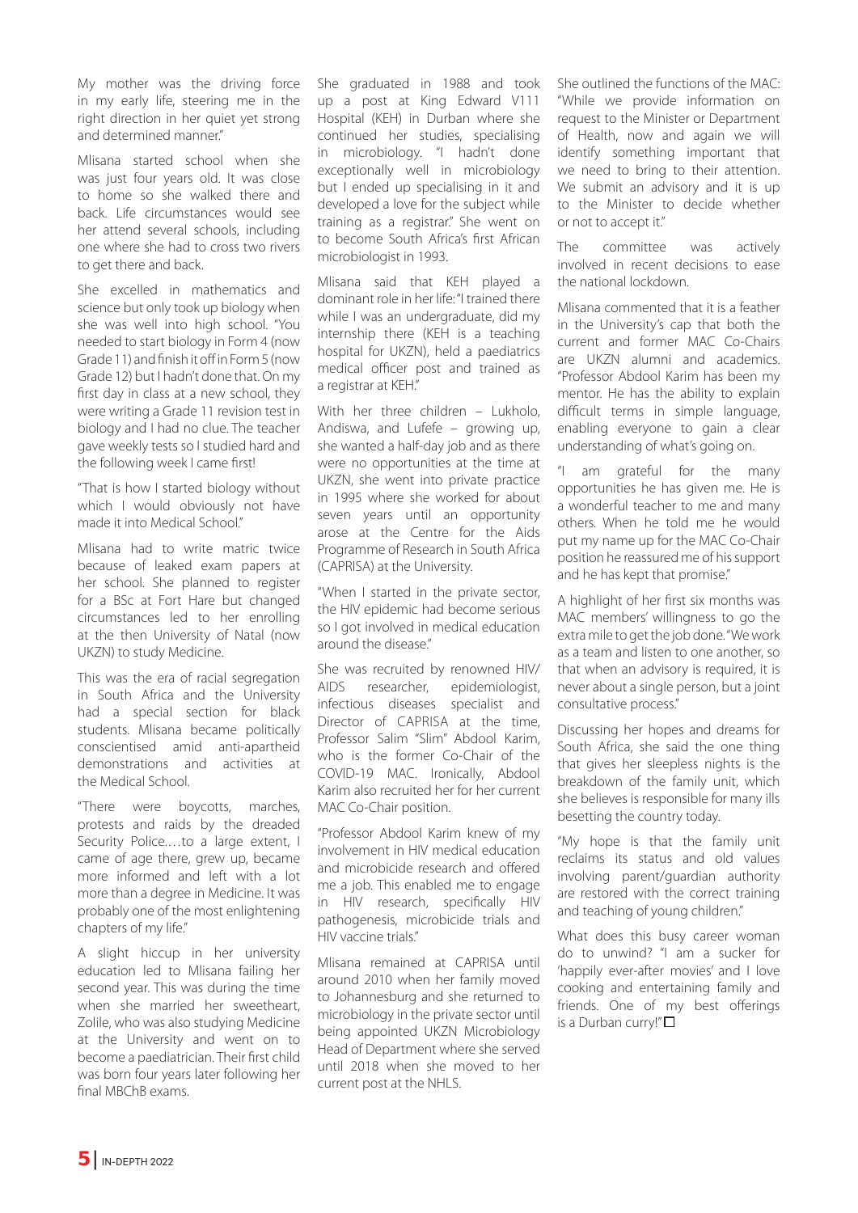My mother was the driving force in my early life, steering me in the right direction in her quiet yet strong and determined manner."

Mlisana started school when she was just four years old. It was close to home so she walked there and back. Life circumstances would see her attend several schools, including one where she had to cross two rivers to get there and back.

She excelled in mathematics and science but only took up biology when she was well into high school. "You needed to start biology in Form 4 (now Grade 11) and finish it off in Form 5 (now Grade 12) but I hadn't done that. On my first day in class at a new school, they were writing a Grade 11 revision test in biology and I had no clue. The teacher gave weekly tests so I studied hard and the following week I came first!

"That is how I started biology without which I would obviously not have made it into Medical School."

Mlisana had to write matric twice because of leaked exam papers at her school. She planned to register for a BSc at Fort Hare but changed circumstances led to her enrolling at the then University of Natal (now UKZN) to study Medicine.

This was the era of racial segregation in South Africa and the University had a special section for black students. Mlisana became politically conscientised amid anti-apartheid demonstrations and activities at the Medical School.

"There were boycotts, marches, protests and raids by the dreaded Security Police.…to a large extent, I came of age there, grew up, became more informed and left with a lot more than a degree in Medicine. It was probably one of the most enlightening chapters of my life."

A slight hiccup in her university education led to Mlisana failing her second year. This was during the time when she married her sweetheart, Zolile, who was also studying Medicine at the University and went on to become a paediatrician. Their first child was born four years later following her final MBChB exams.

She graduated in 1988 and took up a post at King Edward V111 Hospital (KEH) in Durban where she continued her studies, specialising in microbiology. "I hadn't done exceptionally well in microbiology but I ended up specialising in it and developed a love for the subject while training as a registrar." She went on to become South Africa's first African microbiologist in 1993.

Mlisana said that KEH played a dominant role in her life: "I trained there while I was an undergraduate, did my internship there (KEH is a teaching hospital for UKZN), held a paediatrics medical officer post and trained as a registrar at KEH."

With her three children – Lukholo, Andiswa, and Lufefe – growing up, she wanted a half-day job and as there were no opportunities at the time at UKZN, she went into private practice in 1995 where she worked for about seven years until an opportunity arose at the Centre for the Aids Programme of Research in South Africa (CAPRISA) at the University.

"When I started in the private sector, the HIV epidemic had become serious so I got involved in medical education around the disease."

She was recruited by renowned HIV/AIDS researcher, epidemiologist, infectious diseases specialist and Director of CAPRISA at the time, Professor Salim "Slim" Abdool Karim, who is the former Co-Chair of the COVID-19 MAC. Ironically, Abdool Karim also recruited her for her current MAC Co-Chair position.

"Professor Abdool Karim knew of my involvement in HIV medical education and microbicide research and offered me a job. This enabled me to engage in HIV research, specifically HIV pathogenesis, microbicide trials and HIV vaccine trials."

Mlisana remained at CAPRISA until around 2010 when her family moved to Johannesburg and she returned to microbiology in the private sector until being appointed UKZN Microbiology Head of Department where she served until 2018 when she moved to her current post at the NHLS.

She outlined the functions of the MAC: "While we provide information on request to the Minister or Department of Health, now and again we will identify something important that we need to bring to their attention. We submit an advisory and it is up to the Minister to decide whether or not to accept it."

The committee was actively involved in recent decisions to ease the national lockdown.

Mlisana commented that it is a feather in the University's cap that both the current and former MAC Co-Chairs are UKZN alumni and academics. "Professor Abdool Karim has been my mentor. He has the ability to explain difficult terms in simple language, enabling everyone to gain a clear understanding of what's going on.

"I am grateful for the many opportunities he has given me. He is a wonderful teacher to me and many others. When he told me he would put my name up for the MAC Co-Chair position he reassured me of his support and he has kept that promise."

A highlight of her first six months was MAC members' willingness to go the extra mile to get the job done. "We work as a team and listen to one another, so that when an advisory is required, it is never about a single person, but a joint consultative process."

Discussing her hopes and dreams for South Africa, she said the one thing that gives her sleepless nights is the breakdown of the family unit, which she believes is responsible for many ills besetting the country today.

"My hope is that the family unit reclaims its status and old values involving parent/guardian authority are restored with the correct training and teaching of young children."

What does this busy career woman do to unwind? "I am a sucker for 'happily ever-after movies' and I love cooking and entertaining family and friends. One of my best offerings is a Durban curry!" □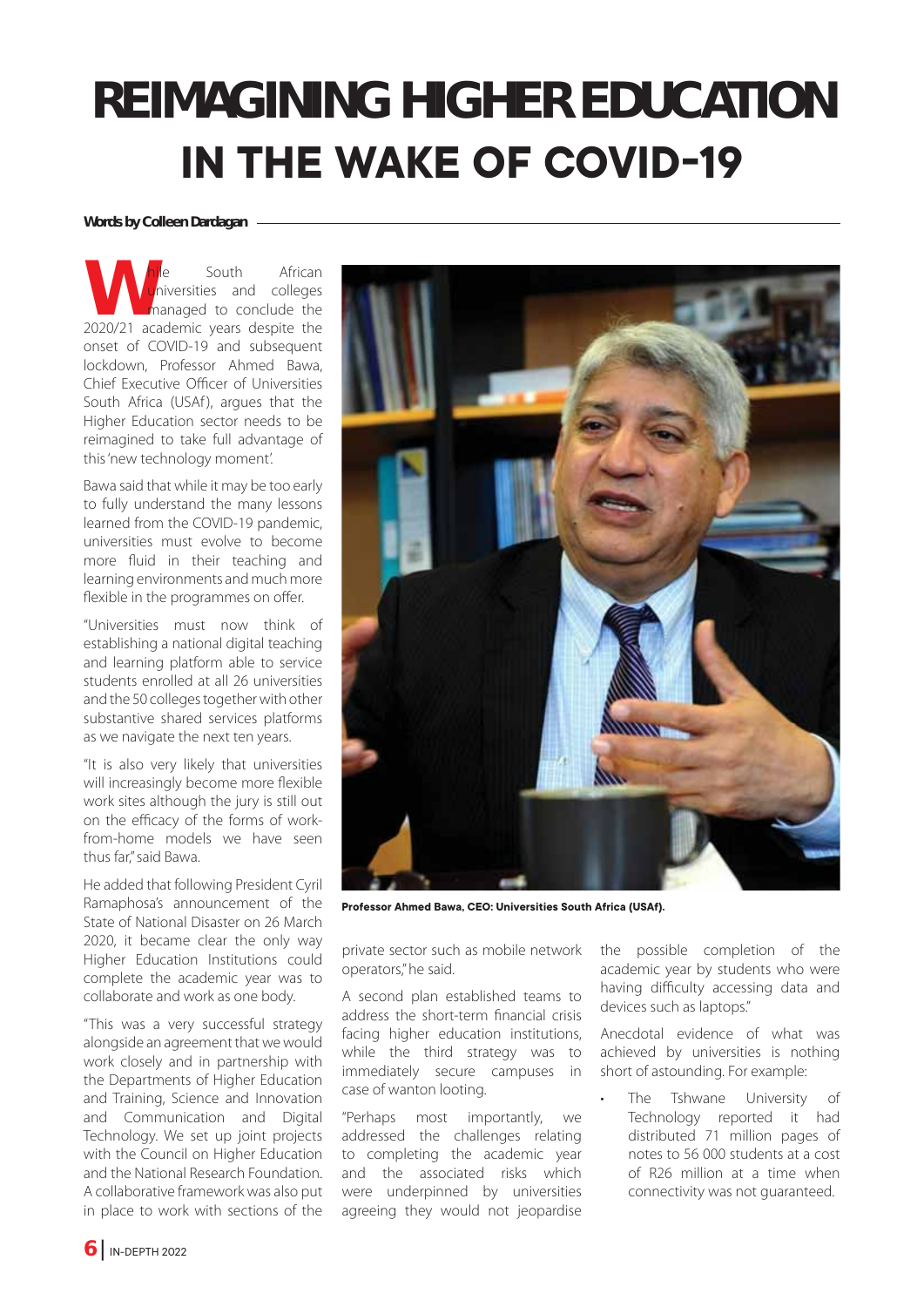# REIMAGINING HIGHER EDUCATION IN THE WAKE OF COVID-19

**Words by Colleen Dardagan**

While South African universities and colleges managed to conclude the 2020/21 academic years despite the onset of COVID-19 and subsequent lockdown, Professor Ahmed Bawa, Chief Executive Officer of Universities South Africa (USAf), argues that the Higher Education sector needs to be reimagined to take full advantage of this 'new technology moment'.

Bawa said that while it may be too early to fully understand the many lessons learned from the COVID-19 pandemic, universities must evolve to become more fluid in their teaching and learning environments and much more flexible in the programmes on offer.

"Universities must now think of establishing a national digital teaching and learning platform able to service students enrolled at all 26 universities and the 50 colleges together with other substantive shared services platforms as we navigate the next ten years.

"It is also very likely that universities will increasingly become more flexible work sites although the jury is still out on the efficacy of the forms of work-from-home models we have seen thus far," said Bawa.

He added that following President Cyril Ramaphosa's announcement of the State of National Disaster on 26 March 2020, it became clear the only way Higher Education Institutions could complete the academic year was to collaborate and work as one body.

"This was a very successful strategy alongside an agreement that we would work closely and in partnership with the Departments of Higher Education and Training, Science and Innovation and Communication and Digital Technology. We set up joint projects with the Council on Higher Education and the National Research Foundation. A collaborative framework was also put in place to work with sections of the private sector such as mobile network operators," he said.

Professor Ahmed Bawa, CEO: Universities South Africa (USAf).

A second plan established teams to address the short-term financial crisis facing higher education institutions, while the third strategy was to immediately secure campuses in case of wanton looting.

"Perhaps most importantly, we addressed the challenges relating to completing the academic year and the associated risks which were underpinned by universities agreeing they would not jeopardise the possible completion of the academic year by students who were having difficulty accessing data and devices such as laptops."

Anecdotal evidence of what was achieved by universities is nothing short of astounding. For example:

- The Tshwane University of Technology reported it had distributed 71 million pages of notes to 56 000 students at a cost of R26 million at a time when connectivity was not guaranteed.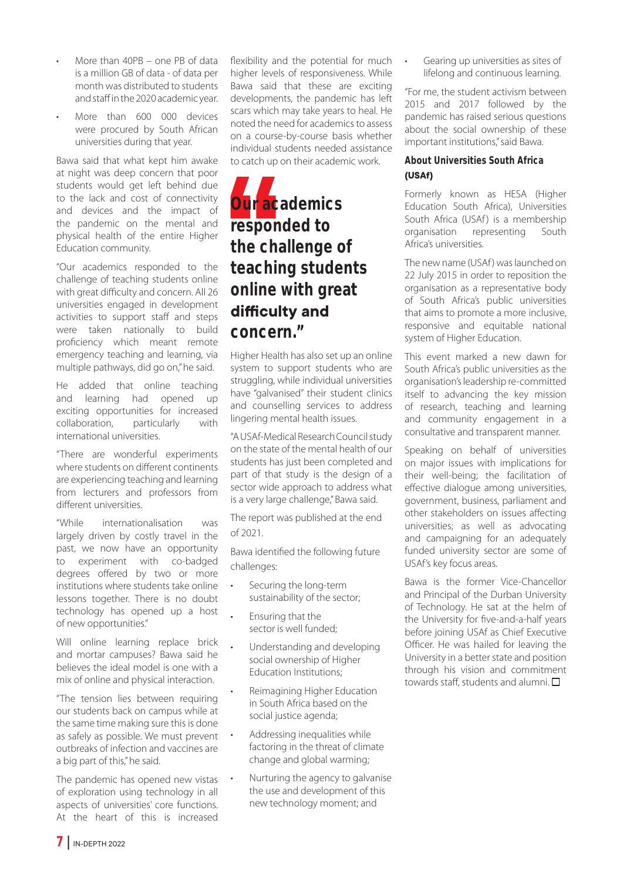- More than 40PB – one PB of data is a million GB of data - of data per month was distributed to students and staff in the 2020 academic year.
- More than 600 000 devices were procured by South African universities during that year.

Bawa said that what kept him awake at night was deep concern that poor students would get left behind due to the lack and cost of connectivity and devices and the impact of the pandemic on the mental and physical health of the entire Higher Education community.

"Our academics responded to the challenge of teaching students online with great difficulty and concern. All 26 universities engaged in development activities to support staff and steps were taken nationally to build proficiency which meant remote emergency teaching and learning, via multiple pathways, did go on," he said.

He added that online teaching and learning had opened up exciting opportunities for increased collaboration, particularly with international universities.

"There are wonderful experiments where students on different continents are experiencing teaching and learning from lecturers and professors from different universities.

"While internationalisation was largely driven by costly travel in the past, we now have an opportunity to experiment with co-badged degrees offered by two or more institutions where students take online lessons together. There is no doubt technology has opened up a host of new opportunities."

Will online learning replace brick and mortar campuses? Bawa said he believes the ideal model is one with a mix of online and physical interaction.

"The tension lies between requiring our students back on campus while at the same time making sure this is done as safely as possible. We must prevent outbreaks of infection and vaccines are a big part of this," he said.

The pandemic has opened new vistas of exploration using technology in all aspects of universities' core functions. At the heart of this is increased flexibility and the potential for much higher levels of responsiveness. While Bawa said that these are exciting developments, the pandemic has left scars which may take years to heal. He noted the need for academics to assess on a course-by-course basis whether individual students needed assistance to catch up on their academic work.

> **"Our academics responded to the challenge of teaching students online with great difficulty and concern."**

Higher Health has also set up an online system to support students who are struggling, while individual universities have "galvanised" their student clinics and counselling services to address lingering mental health issues.

"A USAf-Medical Research Council study on the state of the mental health of our students has just been completed and part of that study is the design of a sector wide approach to address what is a very large challenge," Bawa said.

The report was published at the end of 2021.

Bawa identified the following future challenges:

- Securing the long-term sustainability of the sector;
- Ensuring that the sector is well funded;
- Understanding and developing social ownership of Higher Education Institutions;
- Reimagining Higher Education in South Africa based on the social justice agenda;
- Addressing inequalities while factoring in the threat of climate change and global warming;
- Nurturing the agency to galvanise the use and development of this new technology moment; and
- Gearing up universities as sites of lifelong and continuous learning.

"For me, the student activism between 2015 and 2017 followed by the pandemic has raised serious questions about the social ownership of these important institutions," said Bawa.

### About Universities South Africa (USAf)

Formerly known as HESA (Higher Education South Africa), Universities South Africa (USAf) is a membership organisation representing South Africa's universities.

The new name (USAf) was launched on 22 July 2015 in order to reposition the organisation as a representative body of South Africa's public universities that aims to promote a more inclusive, responsive and equitable national system of Higher Education.

This event marked a new dawn for South Africa's public universities as the organisation's leadership re-committed itself to advancing the key mission of research, teaching and learning and community engagement in a consultative and transparent manner.

Speaking on behalf of universities on major issues with implications for their well-being; the facilitation of effective dialogue among universities, government, business, parliament and other stakeholders on issues affecting universities; as well as advocating and campaigning for an adequately funded university sector are some of USAf's key focus areas.

Bawa is the former Vice-Chancellor and Principal of the Durban University of Technology. He sat at the helm of the University for five-and-a-half years before joining USAf as Chief Executive Officer. He was hailed for leaving the University in a better state and position through his vision and commitment towards staff, students and alumni. □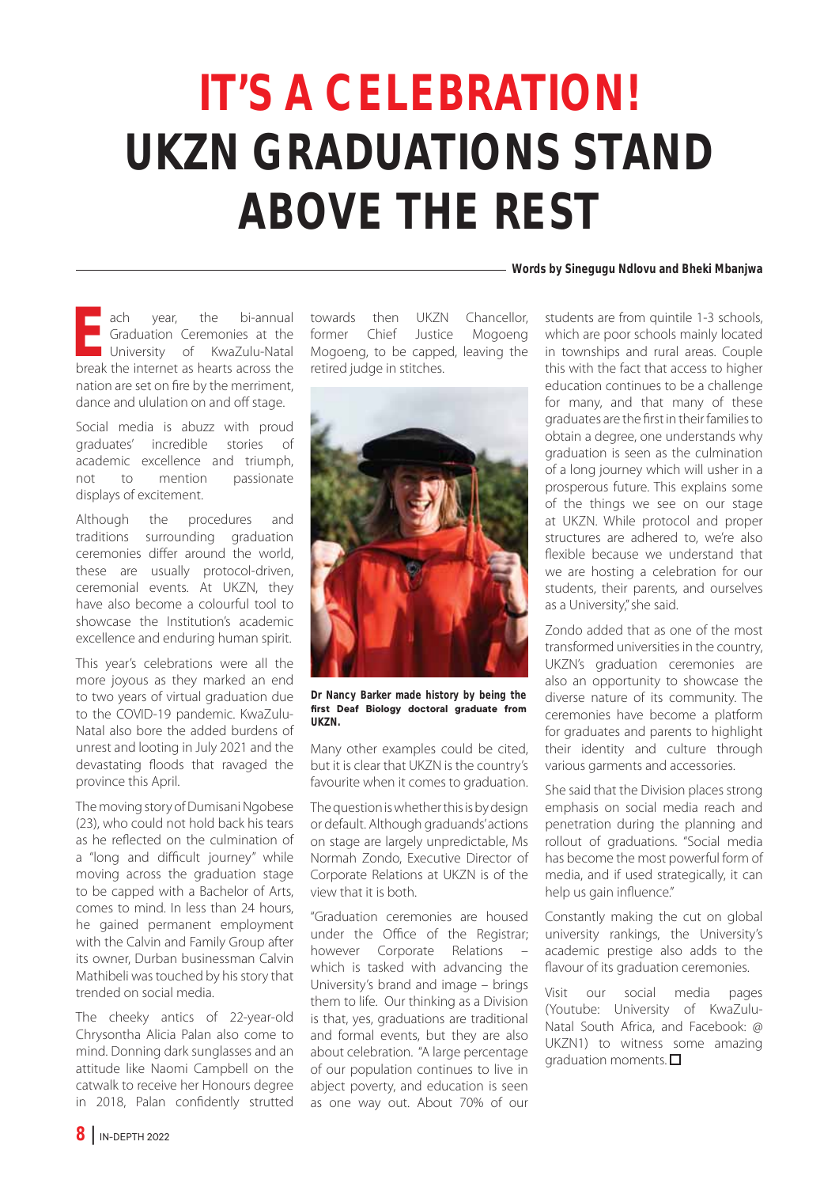# IT'S A CELEBRATION!

# UKZN GRADUATIONS STAND ABOVE THE REST

**Words by Sinegugu Ndlovu and Bheki Mbanjwa**

Each year, the bi-annual Graduation Ceremonies at the University of KwaZulu-Natal break the internet as hearts across the nation are set on fire by the merriment, dance and ululation on and off stage.

Social media is abuzz with proud graduates' incredible stories of academic excellence and triumph, not to mention passionate displays of excitement.

Although the procedures and traditions surrounding graduation ceremonies differ around the world, these are usually protocol-driven, ceremonial events. At UKZN, they have also become a colourful tool to showcase the Institution's academic excellence and enduring human spirit.

This year's celebrations were all the more joyous as they marked an end to two years of virtual graduation due to the COVID-19 pandemic. KwaZulu-Natal also bore the added burdens of unrest and looting in July 2021 and the devastating floods that ravaged the province this April.

The moving story of Dumisani Ngobese (23), who could not hold back his tears as he reflected on the culmination of a "long and difficult journey" while moving across the graduation stage to be capped with a Bachelor of Arts, comes to mind. In less than 24 hours, he gained permanent employment with the Calvin and Family Group after its owner, Durban businessman Calvin Mathibeli was touched by his story that trended on social media.

The cheeky antics of 22-year-old Chrysontha Alicia Palan also come to mind. Donning dark sunglasses and an attitude like Naomi Campbell on the catwalk to receive her Honours degree in 2018, Palan confidently strutted towards then UKZN Chancellor, former Chief Justice Mogoeng Mogoeng, to be capped, leaving the retired judge in stitches.

**Dr Nancy Barker made history by being the first Deaf Biology doctoral graduate from UKZN.**

Many other examples could be cited, but it is clear that UKZN is the country's favourite when it comes to graduation.

The question is whether this is by design or default. Although graduands' actions on stage are largely unpredictable, Ms Normah Zondo, Executive Director of Corporate Relations at UKZN is of the view that it is both.

"Graduation ceremonies are housed under the Office of the Registrar; however Corporate Relations – which is tasked with advancing the University's brand and image – brings them to life. Our thinking as a Division is that, yes, graduations are traditional and formal events, but they are also about celebration. "A large percentage of our population continues to live in abject poverty, and education is seen as one way out. About 70% of our students are from quintile 1-3 schools, which are poor schools mainly located in townships and rural areas. Couple this with the fact that access to higher education continues to be a challenge for many, and that many of these graduates are the first in their families to obtain a degree, one understands why graduation is seen as the culmination of a long journey which will usher in a prosperous future. This explains some of the things we see on our stage at UKZN. While protocol and proper structures are adhered to, we're also flexible because we understand that we are hosting a celebration for our students, their parents, and ourselves as a University," she said.

Zondo added that as one of the most transformed universities in the country, UKZN's graduation ceremonies are also an opportunity to showcase the diverse nature of its community. The ceremonies have become a platform for graduates and parents to highlight their identity and culture through various garments and accessories.

She said that the Division places strong emphasis on social media reach and penetration during the planning and rollout of graduations. "Social media has become the most powerful form of media, and if used strategically, it can help us gain influence."

Constantly making the cut on global university rankings, the University's academic prestige also adds to the flavour of its graduation ceremonies.

Visit our social media pages (Youtube: University of KwaZulu-Natal South Africa, and Facebook: @UKZN1) to witness some amazing graduation moments. ☐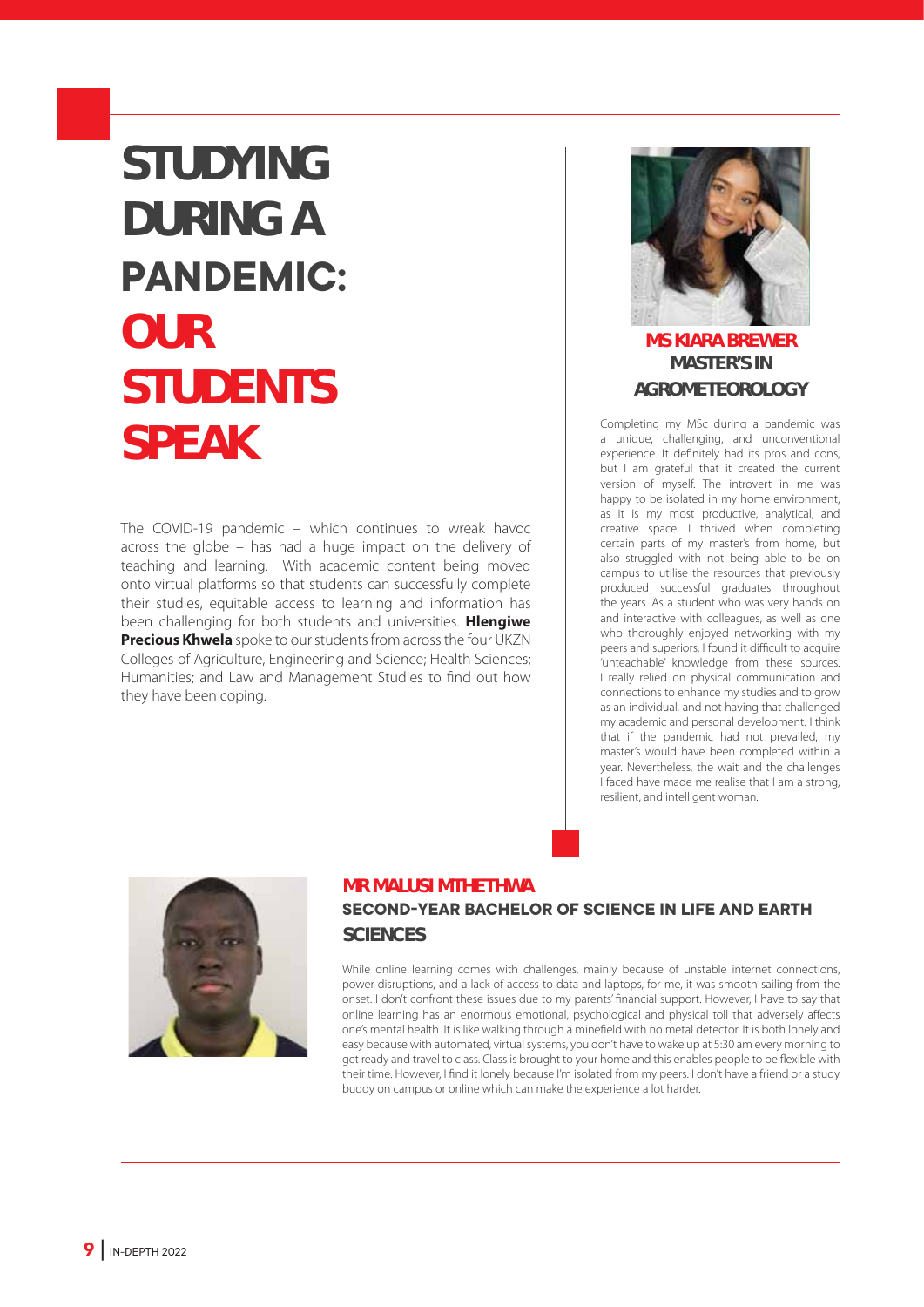# STUDYING DURING A PANDEMIC: OUR STUDENTS SPEAK

The COVID-19 pandemic – which continues to wreak havoc across the globe – has had a huge impact on the delivery of teaching and learning. With academic content being moved onto virtual platforms so that students can successfully complete their studies, equitable access to learning and information has been challenging for both students and universities. **Hlengiwe Precious Khwela** spoke to our students from across the four UKZN Colleges of Agriculture, Engineering and Science; Health Sciences; Humanities; and Law and Management Studies to find out how they have been coping.

## MS KIARA BREWER
### MASTER'S IN AGROMETEOROLOGY

Completing my MSc during a pandemic was a unique, challenging, and unconventional experience. It definitely had its pros and cons, but I am grateful that it created the current version of myself. The introvert in me was happy to be isolated in my home environment, as it is my most productive, analytical, and creative space. I thrived when completing certain parts of my master's from home, but also struggled with not being able to be on campus to utilise the resources that previously produced successful graduates throughout the years. As a student who was very hands on and interactive with colleagues, as well as one who thoroughly enjoyed networking with my peers and superiors, I found it difficult to acquire 'unteachable' knowledge from these sources. I really relied on physical communication and connections to enhance my studies and to grow as an individual, and not having that challenged my academic and personal development. I think that if the pandemic had not prevailed, my master's would have been completed within a year. Nevertheless, the wait and the challenges I faced have made me realise that I am a strong, resilient, and intelligent woman.

## MR MALUSI MTHETHWA
### SECOND-YEAR BACHELOR OF SCIENCE IN LIFE AND EARTH SCIENCES

While online learning comes with challenges, mainly because of unstable internet connections, power disruptions, and a lack of access to data and laptops, for me, it was smooth sailing from the onset. I don't confront these issues due to my parents' financial support. However, I have to say that online learning has an enormous emotional, psychological and physical toll that adversely affects one's mental health. It is like walking through a minefield with no metal detector. It is both lonely and easy because with automated, virtual systems, you don't have to wake up at 5:30 am every morning to get ready and travel to class. Class is brought to your home and this enables people to be flexible with their time. However, I find it lonely because I'm isolated from my peers. I don't have a friend or a study buddy on campus or online which can make the experience a lot harder.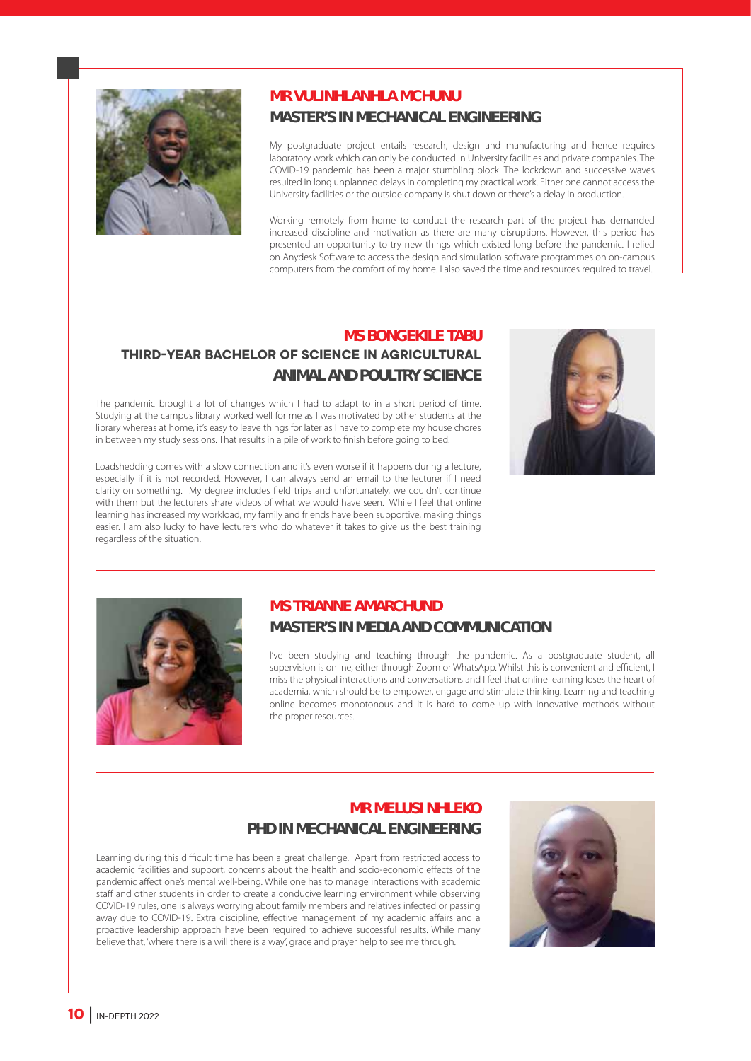## MR VULINHLANHLA MCHUNU
### MASTER'S IN MECHANICAL ENGINEERING

My postgraduate project entails research, design and manufacturing and hence requires laboratory work which can only be conducted in University facilities and private companies. The COVID-19 pandemic has been a major stumbling block. The lockdown and successive waves resulted in long unplanned delays in completing my practical work. Either one cannot access the University facilities or the outside company is shut down or there's a delay in production.

Working remotely from home to conduct the research part of the project has demanded increased discipline and motivation as there are many disruptions. However, this period has presented an opportunity to try new things which existed long before the pandemic. I relied on Anydesk Software to access the design and simulation software programmes on on-campus computers from the comfort of my home. I also saved the time and resources required to travel.

## MS BONGEKILE TABU
### THIRD-YEAR BACHELOR OF SCIENCE IN AGRICULTURAL ANIMAL AND POULTRY SCIENCE

The pandemic brought a lot of changes which I had to adapt to in a short period of time. Studying at the campus library worked well for me as I was motivated by other students at the library whereas at home, it's easy to leave things for later as I have to complete my house chores in between my study sessions. That results in a pile of work to finish before going to bed.

Loadshedding comes with a slow connection and it's even worse if it happens during a lecture, especially if it is not recorded. However, I can always send an email to the lecturer if I need clarity on something. My degree includes field trips and unfortunately, we couldn't continue with them but the lecturers share videos of what we would have seen. While I feel that online learning has increased my workload, my family and friends have been supportive, making things easier. I am also lucky to have lecturers who do whatever it takes to give us the best training regardless of the situation.

## MS TRIANNE AMARCHUND
### MASTER'S IN MEDIA AND COMMUNICATION

I've been studying and teaching through the pandemic. As a postgraduate student, all supervision is online, either through Zoom or WhatsApp. Whilst this is convenient and efficient, I miss the physical interactions and conversations and I feel that online learning loses the heart of academia, which should be to empower, engage and stimulate thinking. Learning and teaching online becomes monotonous and it is hard to come up with innovative methods without the proper resources.

## MR MELUSI NHLEKO
### PHD IN MECHANICAL ENGINEERING

Learning during this difficult time has been a great challenge. Apart from restricted access to academic facilities and support, concerns about the health and socio-economic effects of the pandemic affect one's mental well-being. While one has to manage interactions with academic staff and other students in order to create a conducive learning environment while observing COVID-19 rules, one is always worrying about family members and relatives infected or passing away due to COVID-19. Extra discipline, effective management of my academic affairs and a proactive leadership approach have been required to achieve successful results. While many believe that, 'where there is a will there is a way', grace and prayer help to see me through.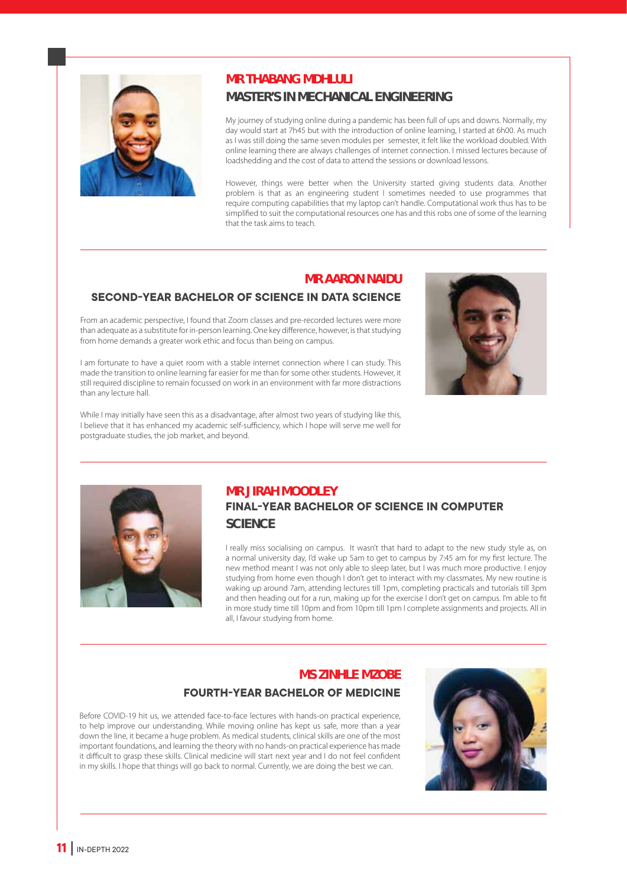## MR THABANG MDHLULI

### MASTER'S IN MECHANICAL ENGINEERING

My journey of studying online during a pandemic has been full of ups and downs. Normally, my day would start at 7h45 but with the introduction of online learning, I started at 6h00. As much as I was still doing the same seven modules per semester, it felt like the workload doubled. With online learning there are always challenges of internet connection. I missed lectures because of loadshedding and the cost of data to attend the sessions or download lessons.

However, things were better when the University started giving students data. Another problem is that as an engineering student I sometimes needed to use programmes that require computing capabilities that my laptop can't handle. Computational work thus has to be simplified to suit the computational resources one has and this robs one of some of the learning that the task aims to teach.

## MR AARON NAIDU

### SECOND-YEAR BACHELOR OF SCIENCE IN DATA SCIENCE

From an academic perspective, I found that Zoom classes and pre-recorded lectures were more than adequate as a substitute for in-person learning. One key difference, however, is that studying from home demands a greater work ethic and focus than being on campus.

I am fortunate to have a quiet room with a stable internet connection where I can study. This made the transition to online learning far easier for me than for some other students. However, it still required discipline to remain focussed on work in an environment with far more distractions than any lecture hall.

While I may initially have seen this as a disadvantage, after almost two years of studying like this, I believe that it has enhanced my academic self-sufficiency, which I hope will serve me well for postgraduate studies, the job market, and beyond.

## MR JIRAH MOODLEY

### FINAL-YEAR BACHELOR OF SCIENCE IN COMPUTER SCIENCE

I really miss socialising on campus. It wasn't that hard to adapt to the new study style as, on a normal university day, I'd wake up 5am to get to campus by 7:45 am for my first lecture. The new method meant I was not only able to sleep later, but I was much more productive. I enjoy studying from home even though I don't get to interact with my classmates. My new routine is waking up around 7am, attending lectures till 1pm, completing practicals and tutorials till 3pm and then heading out for a run, making up for the exercise I don't get on campus. I'm able to fit in more study time till 10pm and from 10pm till 1pm I complete assignments and projects. All in all, I favour studying from home.

## MS ZINHLE MZOBE

### FOURTH-YEAR BACHELOR OF MEDICINE

Before COVID-19 hit us, we attended face-to-face lectures with hands-on practical experience, to help improve our understanding. While moving online has kept us safe, more than a year down the line, it became a huge problem. As medical students, clinical skills are one of the most important foundations, and learning the theory with no hands-on practical experience has made it difficult to grasp these skills. Clinical medicine will start next year and I do not feel confident in my skills. I hope that things will go back to normal. Currently, we are doing the best we can.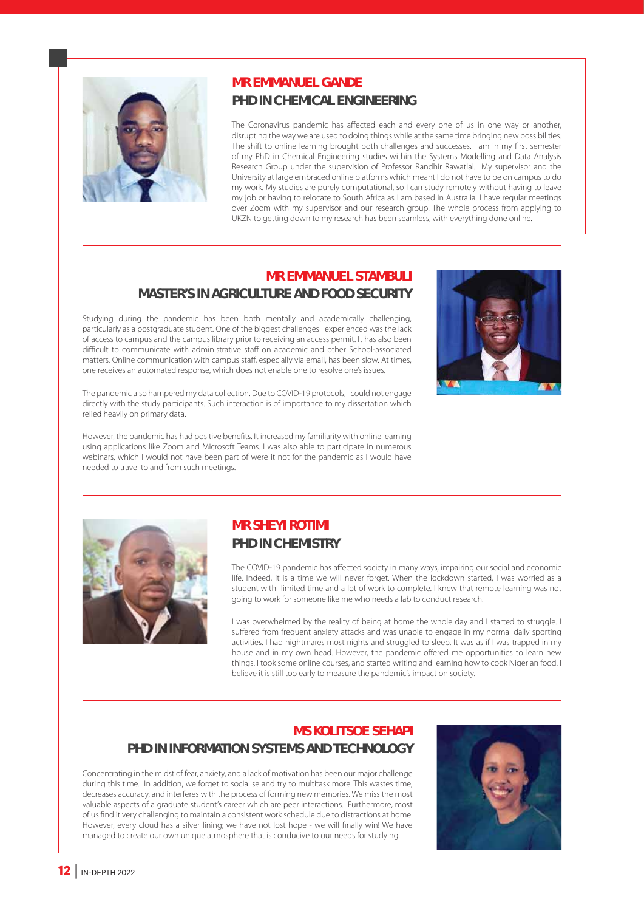## MR EMMANUEL GANDE

### PHD IN CHEMICAL ENGINEERING

The Coronavirus pandemic has affected each and every one of us in one way or another, disrupting the way we are used to doing things while at the same time bringing new possibilities. The shift to online learning brought both challenges and successes. I am in my first semester of my PhD in Chemical Engineering studies within the Systems Modelling and Data Analysis Research Group under the supervision of Professor Randhir Rawatlal. My supervisor and the University at large embraced online platforms which meant I do not have to be on campus to do my work. My studies are purely computational, so I can study remotely without having to leave my job or having to relocate to South Africa as I am based in Australia. I have regular meetings over Zoom with my supervisor and our research group. The whole process from applying to UKZN to getting down to my research has been seamless, with everything done online.

## MR EMMANUEL STAMBULI

### MASTER'S IN AGRICULTURE AND FOOD SECURITY

Studying during the pandemic has been both mentally and academically challenging, particularly as a postgraduate student. One of the biggest challenges I experienced was the lack of access to campus and the campus library prior to receiving an access permit. It has also been difficult to communicate with administrative staff on academic and other School-associated matters. Online communication with campus staff, especially via email, has been slow. At times, one receives an automated response, which does not enable one to resolve one's issues.

The pandemic also hampered my data collection. Due to COVID-19 protocols, I could not engage directly with the study participants. Such interaction is of importance to my dissertation which relied heavily on primary data.

However, the pandemic has had positive benefits. It increased my familiarity with online learning using applications like Zoom and Microsoft Teams. I was also able to participate in numerous webinars, which I would not have been part of were it not for the pandemic as I would have needed to travel to and from such meetings.

## MR SHEYI ROTIMI

### PHD IN CHEMISTRY

The COVID-19 pandemic has affected society in many ways, impairing our social and economic life. Indeed, it is a time we will never forget. When the lockdown started, I was worried as a student with limited time and a lot of work to complete. I knew that remote learning was not going to work for someone like me who needs a lab to conduct research.

I was overwhelmed by the reality of being at home the whole day and I started to struggle. I suffered from frequent anxiety attacks and was unable to engage in my normal daily sporting activities. I had nightmares most nights and struggled to sleep. It was as if I was trapped in my house and in my own head. However, the pandemic offered me opportunities to learn new things. I took some online courses, and started writing and learning how to cook Nigerian food. I believe it is still too early to measure the pandemic's impact on society.

## MS KOLITSOE SEHAPI

### PHD IN INFORMATION SYSTEMS AND TECHNOLOGY

Concentrating in the midst of fear, anxiety, and a lack of motivation has been our major challenge during this time. In addition, we forget to socialise and try to multitask more. This wastes time, decreases accuracy, and interferes with the process of forming new memories. We miss the most valuable aspects of a graduate student's career which are peer interactions. Furthermore, most of us find it very challenging to maintain a consistent work schedule due to distractions at home. However, every cloud has a silver lining; we have not lost hope - we will finally win! We have managed to create our own unique atmosphere that is conducive to our needs for studying.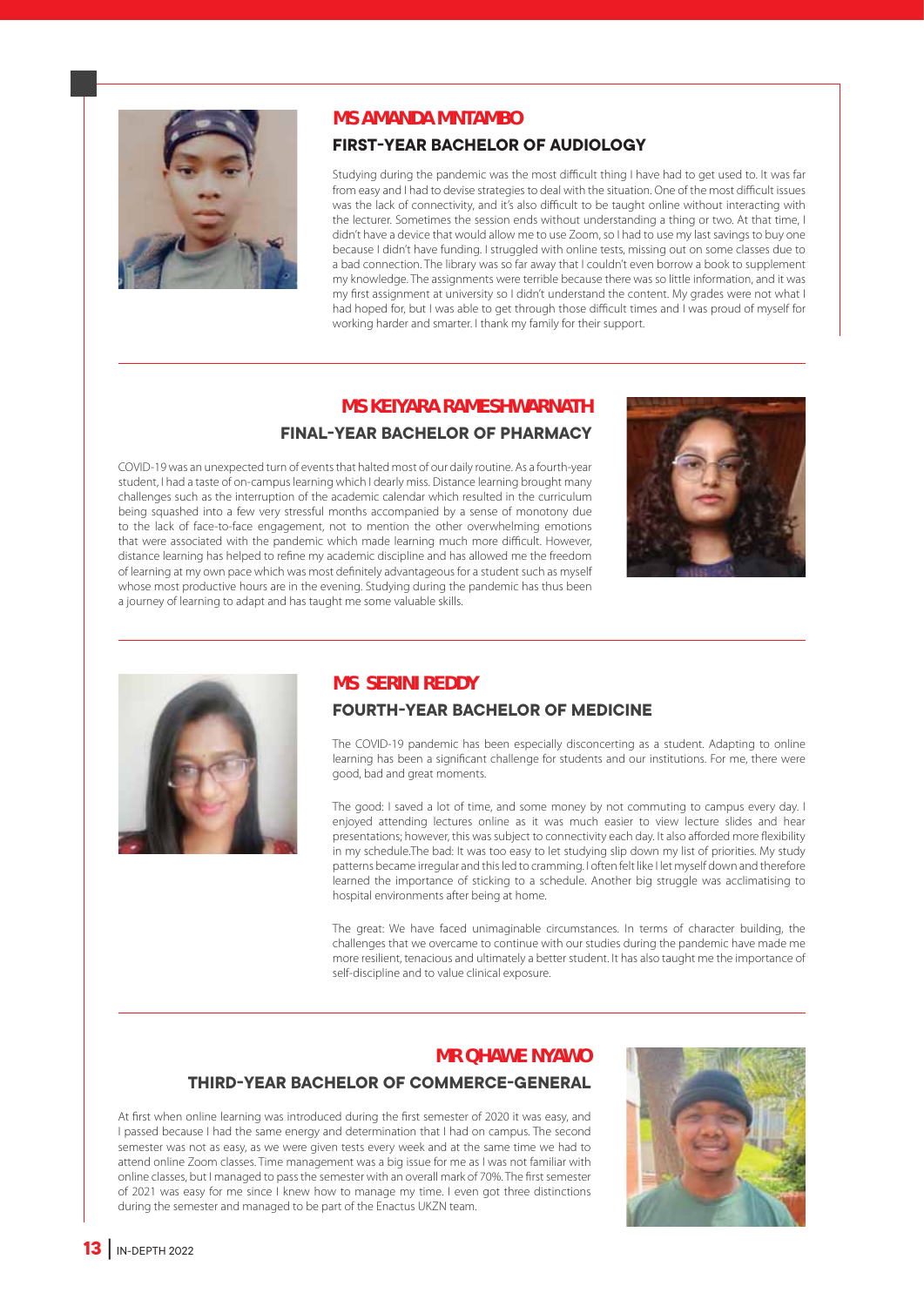## MS AMANDA MNTAMBO

### FIRST-YEAR BACHELOR OF AUDIOLOGY

Studying during the pandemic was the most difficult thing I have had to get used to. It was far from easy and I had to devise strategies to deal with the situation. One of the most difficult issues was the lack of connectivity, and it's also difficult to be taught online without interacting with the lecturer. Sometimes the session ends without understanding a thing or two. At that time, I didn't have a device that would allow me to use Zoom, so I had to use my last savings to buy one because I didn't have funding. I struggled with online tests, missing out on some classes due to a bad connection. The library was so far away that I couldn't even borrow a book to supplement my knowledge. The assignments were terrible because there was so little information, and it was my first assignment at university so I didn't understand the content. My grades were not what I had hoped for, but I was able to get through those difficult times and I was proud of myself for working harder and smarter. I thank my family for their support.

## MS KEIYARA RAMESHWARNATH

### FINAL-YEAR BACHELOR OF PHARMACY

COVID-19 was an unexpected turn of events that halted most of our daily routine. As a fourth-year student, I had a taste of on-campus learning which I dearly miss. Distance learning brought many challenges such as the interruption of the academic calendar which resulted in the curriculum being squashed into a few very stressful months accompanied by a sense of monotony due to the lack of face-to-face engagement, not to mention the other overwhelming emotions that were associated with the pandemic which made learning much more difficult. However, distance learning has helped to refine my academic discipline and has allowed me the freedom of learning at my own pace which was most definitely advantageous for a student such as myself whose most productive hours are in the evening. Studying during the pandemic has thus been a journey of learning to adapt and has taught me some valuable skills.

## MS SERINI REDDY

### FOURTH-YEAR BACHELOR OF MEDICINE

The COVID-19 pandemic has been especially disconcerting as a student. Adapting to online learning has been a significant challenge for students and our institutions. For me, there were good, bad and great moments.

The good: I saved a lot of time, and some money by not commuting to campus every day. I enjoyed attending lectures online as it was much easier to view lecture slides and hear presentations; however, this was subject to connectivity each day. It also afforded more flexibility in my schedule.The bad: It was too easy to let studying slip down my list of priorities. My study patterns became irregular and this led to cramming. I often felt like I let myself down and therefore learned the importance of sticking to a schedule. Another big struggle was acclimatising to hospital environments after being at home.

The great: We have faced unimaginable circumstances. In terms of character building, the challenges that we overcame to continue with our studies during the pandemic have made me more resilient, tenacious and ultimately a better student. It has also taught me the importance of self-discipline and to value clinical exposure.

## MR QHAWE NYAWO

### THIRD-YEAR BACHELOR OF COMMERCE-GENERAL

At first when online learning was introduced during the first semester of 2020 it was easy, and I passed because I had the same energy and determination that I had on campus. The second semester was not as easy, as we were given tests every week and at the same time we had to attend online Zoom classes. Time management was a big issue for me as I was not familiar with online classes, but I managed to pass the semester with an overall mark of 70%. The first semester of 2021 was easy for me since I knew how to manage my time. I even got three distinctions during the semester and managed to be part of the Enactus UKZN team.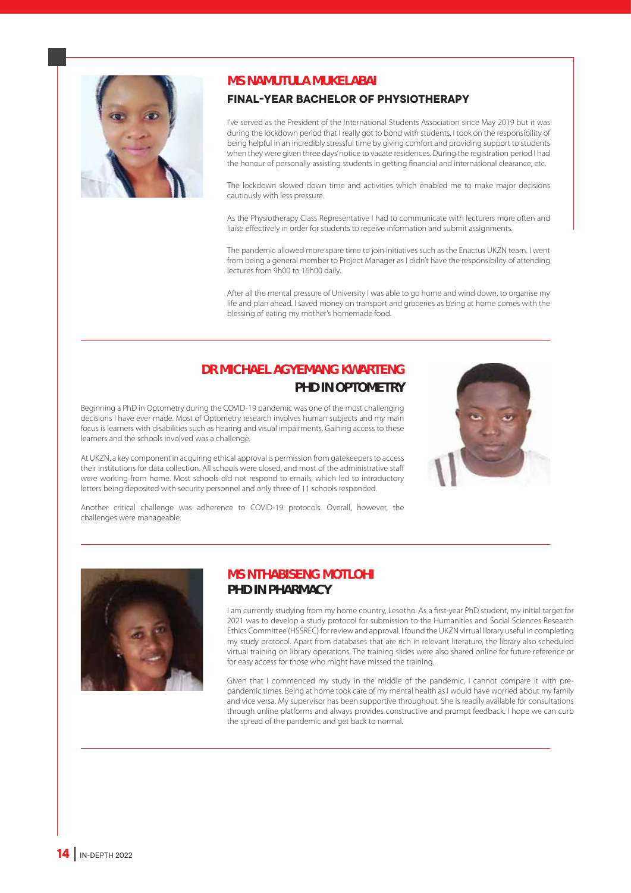## MS NAMUTULA MUKELABAI

### FINAL-YEAR BACHELOR OF PHYSIOTHERAPY

I've served as the President of the International Students Association since May 2019 but it was during the lockdown period that I really got to bond with students. I took on the responsibility of being helpful in an incredibly stressful time by giving comfort and providing support to students when they were given three days' notice to vacate residences. During the registration period I had the honour of personally assisting students in getting financial and international clearance, etc.

The lockdown slowed down time and activities which enabled me to make major decisions cautiously with less pressure.

As the Physiotherapy Class Representative I had to communicate with lecturers more often and liaise effectively in order for students to receive information and submit assignments.

The pandemic allowed more spare time to join initiatives such as the Enactus UKZN team. I went from being a general member to Project Manager as I didn't have the responsibility of attending lectures from 9h00 to 16h00 daily.

After all the mental pressure of University I was able to go home and wind down, to organise my life and plan ahead. I saved money on transport and groceries as being at home comes with the blessing of eating my mother's homemade food.

## DR MICHAEL AGYEMANG KWARTENG

### PHD IN OPTOMETRY

Beginning a PhD in Optometry during the COVID-19 pandemic was one of the most challenging decisions I have ever made. Most of Optometry research involves human subjects and my main focus is learners with disabilities such as hearing and visual impairments. Gaining access to these learners and the schools involved was a challenge.

At UKZN, a key component in acquiring ethical approval is permission from gatekeepers to access their institutions for data collection. All schools were closed, and most of the administrative staff were working from home. Most schools did not respond to emails, which led to introductory letters being deposited with security personnel and only three of 11 schools responded.

Another critical challenge was adherence to COVID-19 protocols. Overall, however, the challenges were manageable.

## MS NTHABISENG MOTLOHI

### PHD IN PHARMACY

I am currently studying from my home country, Lesotho. As a first-year PhD student, my initial target for 2021 was to develop a study protocol for submission to the Humanities and Social Sciences Research Ethics Committee (HSSREC) for review and approval. I found the UKZN virtual library useful in completing my study protocol. Apart from databases that are rich in relevant literature, the library also scheduled virtual training on library operations. The training slides were also shared online for future reference or for easy access for those who might have missed the training.

Given that I commenced my study in the middle of the pandemic, I cannot compare it with pre-pandemic times. Being at home took care of my mental health as I would have worried about my family and vice versa. My supervisor has been supportive throughout. She is readily available for consultations through online platforms and always provides constructive and prompt feedback. I hope we can curb the spread of the pandemic and get back to normal.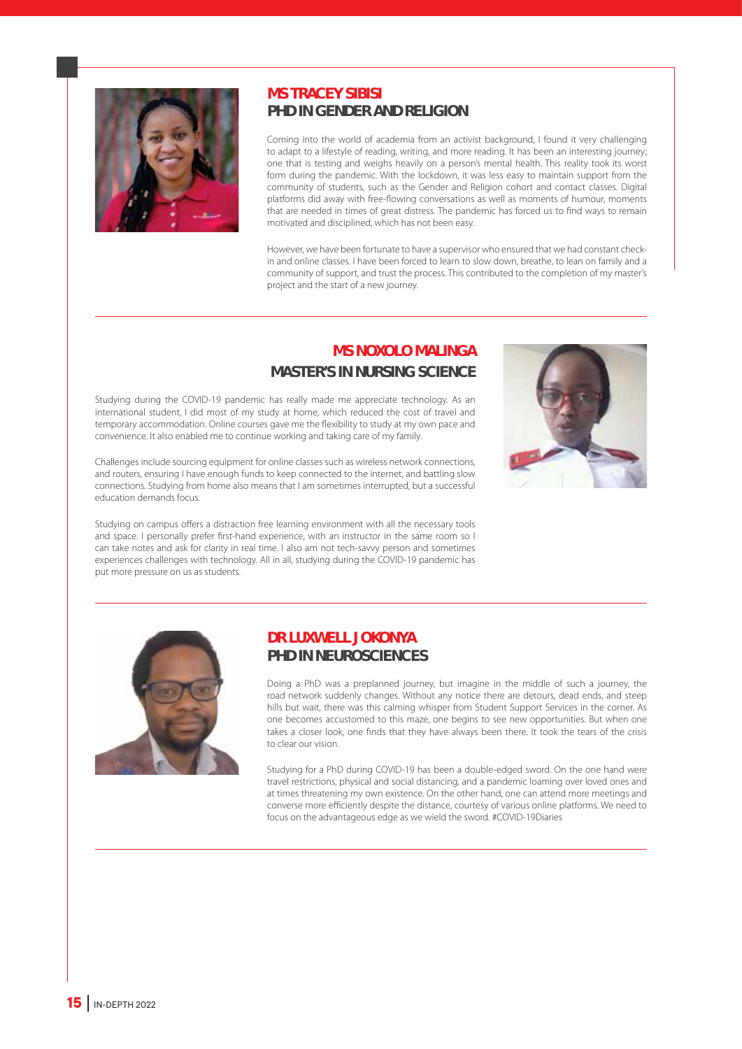## MS TRACEY SIBISI
### PHD IN GENDER AND RELIGION

Coming into the world of academia from an activist background, I found it very challenging to adapt to a lifestyle of reading, writing, and more reading. It has been an interesting journey; one that is testing and weighs heavily on a person's mental health. This reality took its worst form during the pandemic. With the lockdown, it was less easy to maintain support from the community of students, such as the Gender and Religion cohort and contact classes. Digital platforms did away with free-flowing conversations as well as moments of humour, moments that are needed in times of great distress. The pandemic has forced us to find ways to remain motivated and disciplined, which has not been easy.

However, we have been fortunate to have a supervisor who ensured that we had constant check-in and online classes. I have been forced to learn to slow down, breathe, to lean on family and a community of support, and trust the process. This contributed to the completion of my master's project and the start of a new journey.

## MS NOXOLO MALINGA
### MASTER'S IN NURSING SCIENCE

Studying during the COVID-19 pandemic has really made me appreciate technology. As an international student, I did most of my study at home, which reduced the cost of travel and temporary accommodation. Online courses gave me the flexibility to study at my own pace and convenience. It also enabled me to continue working and taking care of my family.

Challenges include sourcing equipment for online classes such as wireless network connections, and routers, ensuring I have enough funds to keep connected to the internet, and battling slow connections. Studying from home also means that I am sometimes interrupted, but a successful education demands focus.

Studying on campus offers a distraction free learning environment with all the necessary tools and space. I personally prefer first-hand experience, with an instructor in the same room so I can take notes and ask for clarity in real time. I also am not tech-savvy person and sometimes experiences challenges with technology. All in all, studying during the COVID-19 pandemic has put more pressure on us as students.

## DR LUXWELL JOKONYA
### PHD IN NEUROSCIENCES

Doing a PhD was a preplanned journey, but imagine in the middle of such a journey, the road network suddenly changes. Without any notice there are detours, dead ends, and steep hills but wait, there was this calming whisper from Student Support Services in the corner. As one becomes accustomed to this maze, one begins to see new opportunities. But when one takes a closer look, one finds that they have always been there. It took the tears of the crisis to clear our vision.

Studying for a PhD during COVID-19 has been a double-edged sword. On the one hand were travel restrictions, physical and social distancing, and a pandemic loaming over loved ones and at times threatening my own existence. On the other hand, one can attend more meetings and converse more efficiently despite the distance, courtesy of various online platforms. We need to focus on the advantageous edge as we wield the sword. #COVID-19Diaries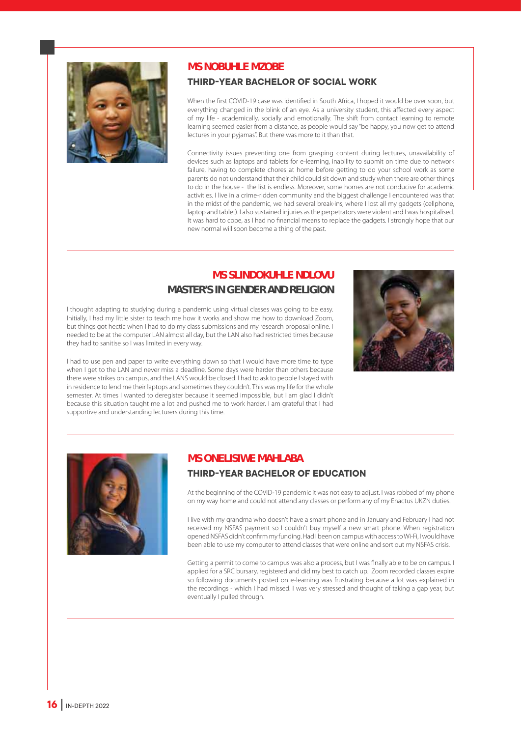## MS NOBUHLE MZOBE

### THIRD-YEAR BACHELOR OF SOCIAL WORK

When the first COVID-19 case was identified in South Africa, I hoped it would be over soon, but everything changed in the blink of an eye. As a university student, this affected every aspect of my life - academically, socially and emotionally. The shift from contact learning to remote learning seemed easier from a distance, as people would say "be happy, you now get to attend lectures in your pyjamas". But there was more to it than that.

Connectivity issues preventing one from grasping content during lectures, unavailability of devices such as laptops and tablets for e-learning, inability to submit on time due to network failure, having to complete chores at home before getting to do your school work as some parents do not understand that their child could sit down and study when there are other things to do in the house - the list is endless. Moreover, some homes are not conducive for academic activities. I live in a crime-ridden community and the biggest challenge I encountered was that in the midst of the pandemic, we had several break-ins, where I lost all my gadgets (cellphone, laptop and tablet). I also sustained injuries as the perpetrators were violent and I was hospitalised. It was hard to cope, as I had no financial means to replace the gadgets. I strongly hope that our new normal will soon become a thing of the past.

## MS SLINDOKUHLE NDLOVU

### MASTER'S IN GENDER AND RELIGION

I thought adapting to studying during a pandemic using virtual classes was going to be easy. Initially, I had my little sister to teach me how it works and show me how to download Zoom, but things got hectic when I had to do my class submissions and my research proposal online. I needed to be at the computer LAN almost all day, but the LAN also had restricted times because they had to sanitise so I was limited in every way.

I had to use pen and paper to write everything down so that I would have more time to type when I get to the LAN and never miss a deadline. Some days were harder than others because there were strikes on campus, and the LANS would be closed. I had to ask to people I stayed with in residence to lend me their laptops and sometimes they couldn't. This was my life for the whole semester. At times I wanted to deregister because it seemed impossible, but I am glad I didn't because this situation taught me a lot and pushed me to work harder. I am grateful that I had supportive and understanding lecturers during this time.

## MS ONELISIWE MAHLABA

### THIRD-YEAR BACHELOR OF EDUCATION

At the beginning of the COVID-19 pandemic it was not easy to adjust. I was robbed of my phone on my way home and could not attend any classes or perform any of my Enactus UKZN duties.

I live with my grandma who doesn't have a smart phone and in January and February I had not received my NSFAS payment so I couldn't buy myself a new smart phone. When registration opened NSFAS didn't confirm my funding. Had I been on campus with access to Wi-Fi, I would have been able to use my computer to attend classes that were online and sort out my NSFAS crisis.

Getting a permit to come to campus was also a process, but I was finally able to be on campus. I applied for a SRC bursary, registered and did my best to catch up. Zoom recorded classes expire so following documents posted on e-learning was frustrating because a lot was explained in the recordings - which I had missed. I was very stressed and thought of taking a gap year, but eventually I pulled through.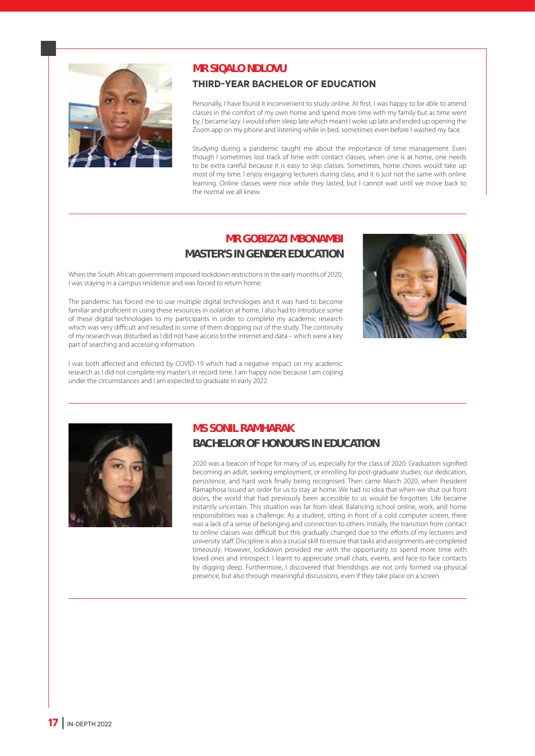## MR SIQALO NDLOVU

### THIRD-YEAR BACHELOR OF EDUCATION

Personally, I have found it inconvenient to study online. At first, I was happy to be able to attend classes in the comfort of my own home and spend more time with my family but as time went by, I became lazy. I would often sleep late which meant I woke up late and ended up opening the Zoom app on my phone and listening while in bed, sometimes even before I washed my face.

Studying during a pandemic taught me about the importance of time management. Even though I sometimes lost track of time with contact classes, when one is at home, one needs to be extra careful because it is easy to skip classes. Sometimes, home chores would take up most of my time. I enjoy engaging lecturers during class, and it is just not the same with online learning. Online classes were nice while they lasted, but I cannot wait until we move back to the normal we all knew.

## MR GOBIZAZI MBONAMBI

### MASTER'S IN GENDER EDUCATION

When the South African government imposed lockdown restrictions in the early months of 2020, I was staying in a campus residence and was forced to return home.

The pandemic has forced me to use multiple digital technologies and it was hard to become familiar and proficient in using these resources in isolation at home. I also had to introduce some of these digital technologies to my participants in order to complete my academic research which was very difficult and resulted in some of them dropping out of the study. The continuity of my research was disturbed as I did not have access to the internet and data – which were a key part of searching and accessing information.

I was both affected and infected by COVID-19 which had a negative impact on my academic research as I did not complete my master's in record time. I am happy now because I am coping under the circumstances and I am expected to graduate in early 2022.

## MS SONIL RAMHARAK

### BACHELOR OF HONOURS IN EDUCATION

2020 was a beacon of hope for many of us, especially for the class of 2020. Graduation signified becoming an adult, seeking employment, or enrolling for post-graduate studies; our dedication, persistence, and hard work finally being recognised. Then came March 2020, when President Ramaphosa issued an order for us to stay at home. We had no idea that when we shut our front doors, the world that had previously been accessible to us would be forgotten. Life became instantly uncertain. This situation was far from ideal. Balancing school online, work, and home responsibilities was a challenge. As a student, sitting in front of a cold computer screen, there was a lack of a sense of belonging and connection to others. Initially, the transition from contact to online classes was difficult but this gradually changed due to the efforts of my lecturers and university staff. Discipline is also a crucial skill to ensure that tasks and assignments are completed timeously. However, lockdown provided me with the opportunity to spend more time with loved ones and introspect. I learnt to appreciate small chats, events, and face-to-face contacts by digging deep. Furthermore, I discovered that friendships are not only formed via physical presence, but also through meaningful discussions, even if they take place on a screen.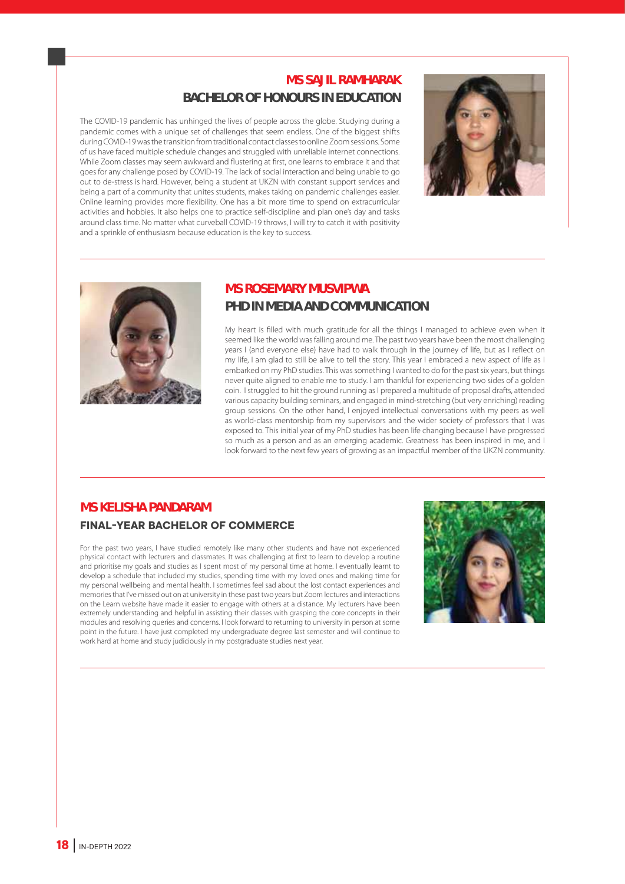## MS SAJIL RAMHARAK

### BACHELOR OF HONOURS IN EDUCATION

The COVID-19 pandemic has unhinged the lives of people across the globe. Studying during a pandemic comes with a unique set of challenges that seem endless. One of the biggest shifts during COVID-19 was the transition from traditional contact classes to online Zoom sessions. Some of us have faced multiple schedule changes and struggled with unreliable internet connections. While Zoom classes may seem awkward and flustering at first, one learns to embrace it and that goes for any challenge posed by COVID-19. The lack of social interaction and being unable to go out to de-stress is hard. However, being a student at UKZN with constant support services and being a part of a community that unites students, makes taking on pandemic challenges easier. Online learning provides more flexibility. One has a bit more time to spend on extracurricular activities and hobbies. It also helps one to practice self-discipline and plan one's day and tasks around class time. No matter what curveball COVID-19 throws, I will try to catch it with positivity and a sprinkle of enthusiasm because education is the key to success.

## MS ROSEMARY MUSVIPWA

### PHD IN MEDIA AND COMMUNICATION

My heart is filled with much gratitude for all the things I managed to achieve even when it seemed like the world was falling around me. The past two years have been the most challenging years I (and everyone else) have had to walk through in the journey of life, but as I reflect on my life, I am glad to still be alive to tell the story. This year I embraced a new aspect of life as I embarked on my PhD studies. This was something I wanted to do for the past six years, but things never quite aligned to enable me to study. I am thankful for experiencing two sides of a golden coin. I struggled to hit the ground running as I prepared a multitude of proposal drafts, attended various capacity building seminars, and engaged in mind-stretching (but very enriching) reading group sessions. On the other hand, I enjoyed intellectual conversations with my peers as well as world-class mentorship from my supervisors and the wider society of professors that I was exposed to. This initial year of my PhD studies has been life changing because I have progressed so much as a person and as an emerging academic. Greatness has been inspired in me, and I look forward to the next few years of growing as an impactful member of the UKZN community.

## MS KELISHA PANDARAM

### FINAL-YEAR BACHELOR OF COMMERCE

For the past two years, I have studied remotely like many other students and have not experienced physical contact with lecturers and classmates. It was challenging at first to learn to develop a routine and prioritise my goals and studies as I spent most of my personal time at home. I eventually learnt to develop a schedule that included my studies, spending time with my loved ones and making time for my personal wellbeing and mental health. I sometimes feel sad about the lost contact experiences and memories that I've missed out on at university in these past two years but Zoom lectures and interactions on the Learn website have made it easier to engage with others at a distance. My lecturers have been extremely understanding and helpful in assisting their classes with grasping the core concepts in their modules and resolving queries and concerns. I look forward to returning to university in person at some point in the future. I have just completed my undergraduate degree last semester and will continue to work hard at home and study judiciously in my postgraduate studies next year.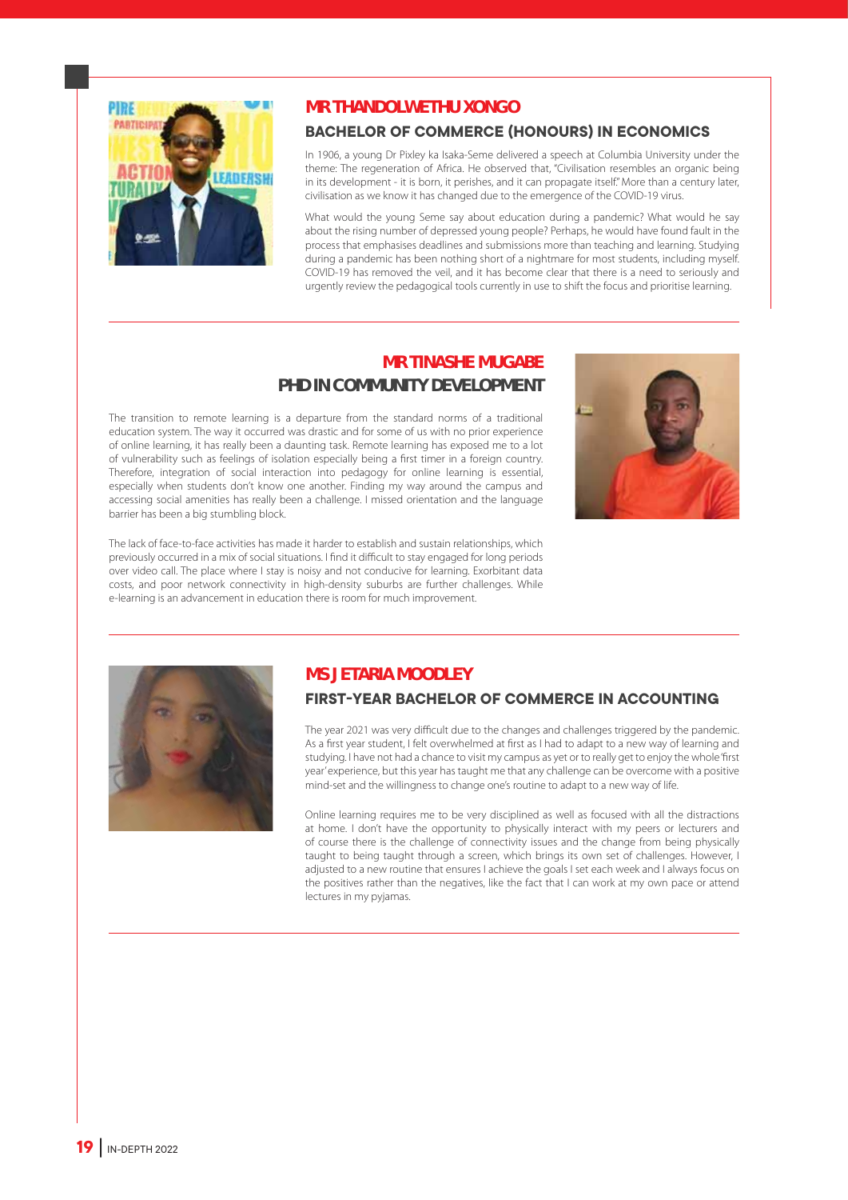## MR THANDOLWETHU XONGO

### BACHELOR OF COMMERCE (HONOURS) IN ECONOMICS

In 1906, a young Dr Pixley ka Isaka-Seme delivered a speech at Columbia University under the theme: The regeneration of Africa. He observed that, "Civilisation resembles an organic being in its development - it is born, it perishes, and it can propagate itself." More than a century later, civilisation as we know it has changed due to the emergence of the COVID-19 virus.

What would the young Seme say about education during a pandemic? What would he say about the rising number of depressed young people? Perhaps, he would have found fault in the process that emphasises deadlines and submissions more than teaching and learning. Studying during a pandemic has been nothing short of a nightmare for most students, including myself. COVID-19 has removed the veil, and it has become clear that there is a need to seriously and urgently review the pedagogical tools currently in use to shift the focus and prioritise learning.

## MR TINASHE MUGABE

### PHD IN COMMUNITY DEVELOPMENT

The transition to remote learning is a departure from the standard norms of a traditional education system. The way it occurred was drastic and for some of us with no prior experience of online learning, it has really been a daunting task. Remote learning has exposed me to a lot of vulnerability such as feelings of isolation especially being a first timer in a foreign country. Therefore, integration of social interaction into pedagogy for online learning is essential, especially when students don't know one another. Finding my way around the campus and accessing social amenities has really been a challenge. I missed orientation and the language barrier has been a big stumbling block.

The lack of face-to-face activities has made it harder to establish and sustain relationships, which previously occurred in a mix of social situations. I find it difficult to stay engaged for long periods over video call. The place where I stay is noisy and not conducive for learning. Exorbitant data costs, and poor network connectivity in high-density suburbs are further challenges. While e-learning is an advancement in education there is room for much improvement.

## MS JETARIA MOODLEY

### FIRST-YEAR BACHELOR OF COMMERCE IN ACCOUNTING

The year 2021 was very difficult due to the changes and challenges triggered by the pandemic. As a first year student, I felt overwhelmed at first as I had to adapt to a new way of learning and studying. I have not had a chance to visit my campus as yet or to really get to enjoy the whole 'first year' experience, but this year has taught me that any challenge can be overcome with a positive mind-set and the willingness to change one's routine to adapt to a new way of life.

Online learning requires me to be very disciplined as well as focused with all the distractions at home. I don't have the opportunity to physically interact with my peers or lecturers and of course there is the challenge of connectivity issues and the change from being physically taught to being taught through a screen, which brings its own set of challenges. However, I adjusted to a new routine that ensures I achieve the goals I set each week and I always focus on the positives rather than the negatives, like the fact that I can work at my own pace or attend lectures in my pyjamas.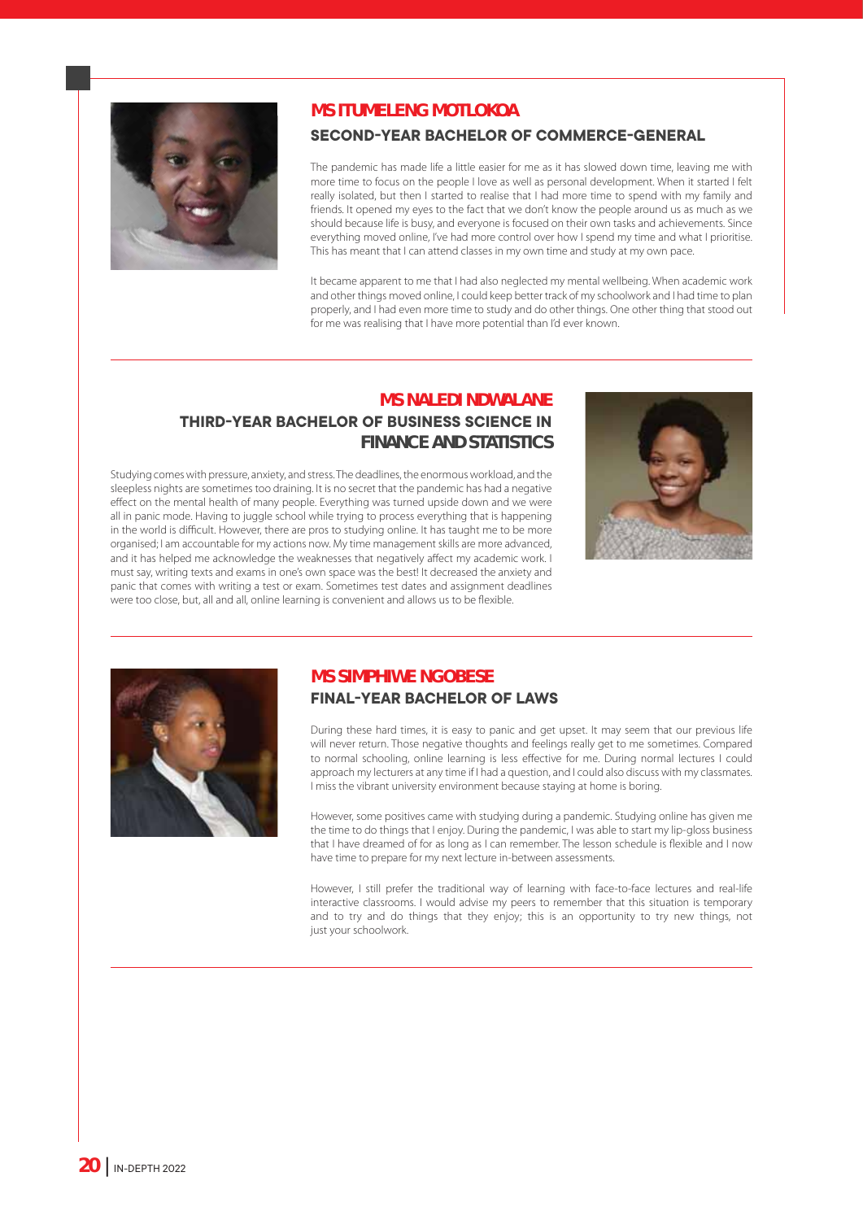## MS ITUMELENG MOTLOKOA

### SECOND-YEAR BACHELOR OF COMMERCE-GENERAL

The pandemic has made life a little easier for me as it has slowed down time, leaving me with more time to focus on the people I love as well as personal development. When it started I felt really isolated, but then I started to realise that I had more time to spend with my family and friends. It opened my eyes to the fact that we don't know the people around us as much as we should because life is busy, and everyone is focused on their own tasks and achievements. Since everything moved online, I've had more control over how I spend my time and what I prioritise. This has meant that I can attend classes in my own time and study at my own pace.

It became apparent to me that I had also neglected my mental wellbeing. When academic work and other things moved online, I could keep better track of my schoolwork and I had time to plan properly, and I had even more time to study and do other things. One other thing that stood out for me was realising that I have more potential than I'd ever known.

## MS NALEDI NDWALANE

### THIRD-YEAR BACHELOR OF BUSINESS SCIENCE IN FINANCE AND STATISTICS

Studying comes with pressure, anxiety, and stress. The deadlines, the enormous workload, and the sleepless nights are sometimes too draining. It is no secret that the pandemic has had a negative effect on the mental health of many people. Everything was turned upside down and we were all in panic mode. Having to juggle school while trying to process everything that is happening in the world is difficult. However, there are pros to studying online. It has taught me to be more organised; I am accountable for my actions now. My time management skills are more advanced, and it has helped me acknowledge the weaknesses that negatively affect my academic work. I must say, writing texts and exams in one's own space was the best! It decreased the anxiety and panic that comes with writing a test or exam. Sometimes test dates and assignment deadlines were too close, but, all and all, online learning is convenient and allows us to be flexible.

## MS SIMPHIWE NGOBESE

### FINAL-YEAR BACHELOR OF LAWS

During these hard times, it is easy to panic and get upset. It may seem that our previous life will never return. Those negative thoughts and feelings really get to me sometimes. Compared to normal schooling, online learning is less effective for me. During normal lectures I could approach my lecturers at any time if I had a question, and I could also discuss with my classmates. I miss the vibrant university environment because staying at home is boring.

However, some positives came with studying during a pandemic. Studying online has given me the time to do things that I enjoy. During the pandemic, I was able to start my lip-gloss business that I have dreamed of for as long as I can remember. The lesson schedule is flexible and I now have time to prepare for my next lecture in-between assessments.

However, I still prefer the traditional way of learning with face-to-face lectures and real-life interactive classrooms. I would advise my peers to remember that this situation is temporary and to try and do things that they enjoy; this is an opportunity to try new things, not just your schoolwork.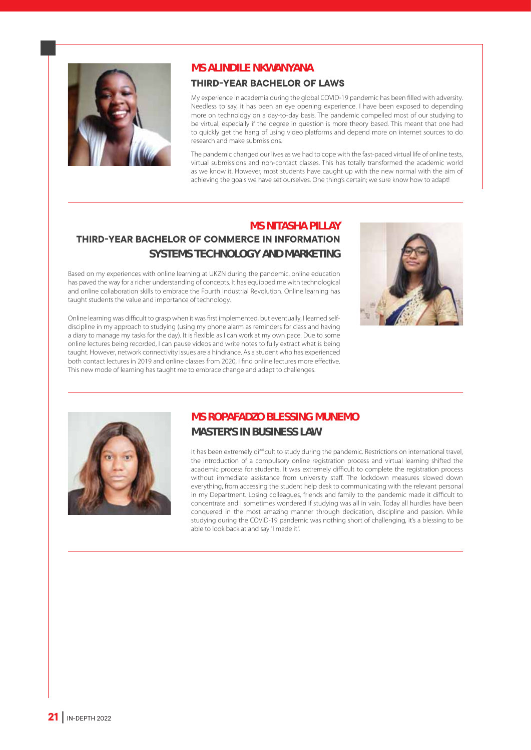## MS ALINDILE NKWANYANA

### THIRD-YEAR BACHELOR OF LAWS

My experience in academia during the global COVID-19 pandemic has been filled with adversity. Needless to say, it has been an eye opening experience. I have been exposed to depending more on technology on a day-to-day basis. The pandemic compelled most of our studying to be virtual, especially if the degree in question is more theory based. This meant that one had to quickly get the hang of using video platforms and depend more on internet sources to do research and make submissions.

The pandemic changed our lives as we had to cope with the fast-paced virtual life of online tests, virtual submissions and non-contact classes. This has totally transformed the academic world as we know it. However, most students have caught up with the new normal with the aim of achieving the goals we have set ourselves. One thing's certain; we sure know how to adapt!

## MS NITASHA PILLAY

### THIRD-YEAR BACHELOR OF COMMERCE IN INFORMATION SYSTEMS TECHNOLOGY AND MARKETING

Based on my experiences with online learning at UKZN during the pandemic, online education has paved the way for a richer understanding of concepts. It has equipped me with technological and online collaboration skills to embrace the Fourth Industrial Revolution. Online learning has taught students the value and importance of technology.

Online learning was difficult to grasp when it was first implemented, but eventually, I learned self-discipline in my approach to studying (using my phone alarm as reminders for class and having a diary to manage my tasks for the day). It is flexible as I can work at my own pace. Due to some online lectures being recorded, I can pause videos and write notes to fully extract what is being taught. However, network connectivity issues are a hindrance. As a student who has experienced both contact lectures in 2019 and online classes from 2020, I find online lectures more effective. This new mode of learning has taught me to embrace change and adapt to challenges.

## MS ROPAFADZO BLESSING MUNEMO

### MASTER'S IN BUSINESS LAW

It has been extremely difficult to study during the pandemic. Restrictions on international travel, the introduction of a compulsory online registration process and virtual learning shifted the academic process for students. It was extremely difficult to complete the registration process without immediate assistance from university staff. The lockdown measures slowed down everything, from accessing the student help desk to communicating with the relevant personal in my Department. Losing colleagues, friends and family to the pandemic made it difficult to concentrate and I sometimes wondered if studying was all in vain. Today all hurdles have been conquered in the most amazing manner through dedication, discipline and passion. While studying during the COVID-19 pandemic was nothing short of challenging, it's a blessing to be able to look back at and say "I made it".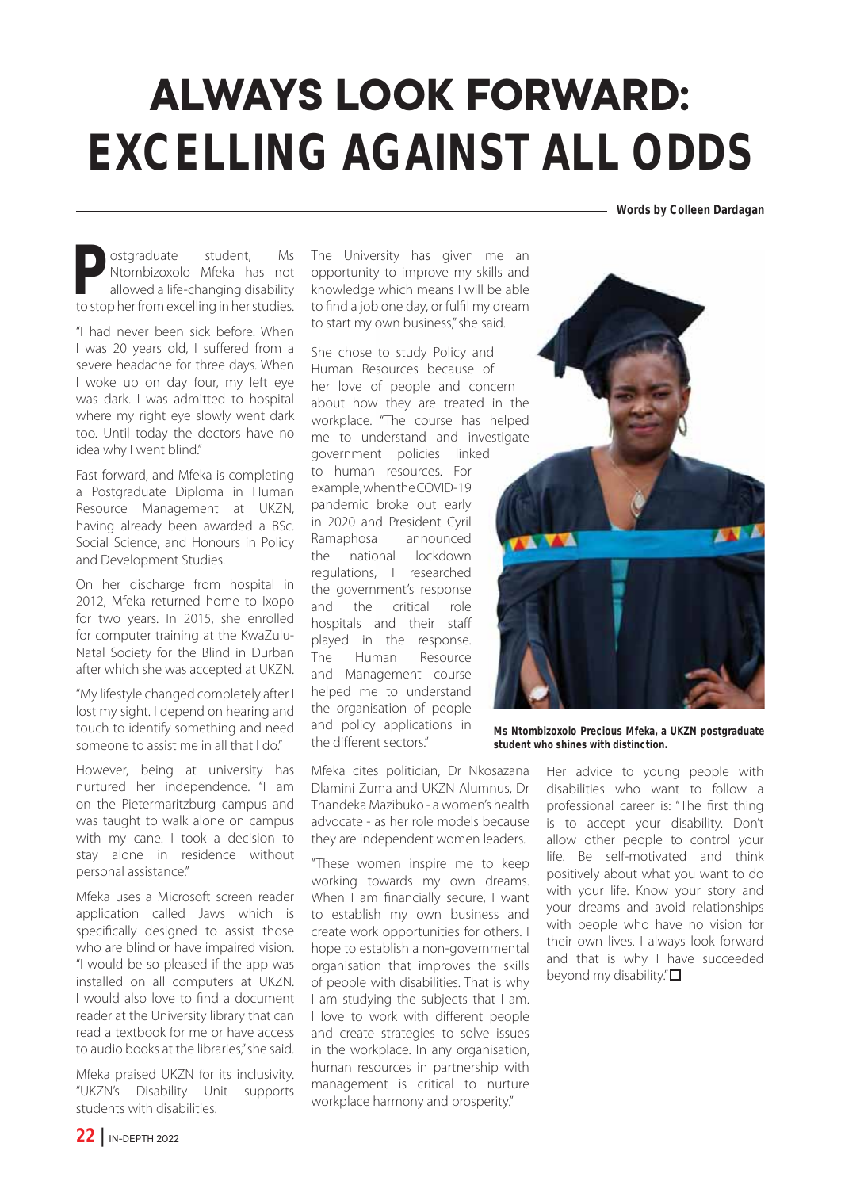# ALWAYS LOOK FORWARD: EXCELLING AGAINST ALL ODDS

**Words by Colleen Dardagan**

Postgraduate student, Ms Ntombizoxolo Mfeka has not allowed a life-changing disability to stop her from excelling in her studies.

"I had never been sick before. When I was 20 years old, I suffered from a severe headache for three days. When I woke up on day four, my left eye was dark. I was admitted to hospital where my right eye slowly went dark too. Until today the doctors have no idea why I went blind."

Fast forward, and Mfeka is completing a Postgraduate Diploma in Human Resource Management at UKZN, having already been awarded a BSc. Social Science, and Honours in Policy and Development Studies.

On her discharge from hospital in 2012, Mfeka returned home to Ixopo for two years. In 2015, she enrolled for computer training at the KwaZulu-Natal Society for the Blind in Durban after which she was accepted at UKZN.

"My lifestyle changed completely after I lost my sight. I depend on hearing and touch to identify something and need someone to assist me in all that I do."

However, being at university has nurtured her independence. "I am on the Pietermaritzburg campus and was taught to walk alone on campus with my cane. I took a decision to stay alone in residence without personal assistance."

Mfeka uses a Microsoft screen reader application called Jaws which is specifically designed to assist those who are blind or have impaired vision. "I would be so pleased if the app was installed on all computers at UKZN. I would also love to find a document reader at the University library that can read a textbook for me or have access to audio books at the libraries," she said.

Mfeka praised UKZN for its inclusivity. "UKZN's Disability Unit supports students with disabilities. The University has given me an opportunity to improve my skills and knowledge which means I will be able to find a job one day, or fulfil my dream to start my own business," she said.

She chose to study Policy and Human Resources because of her love of people and concern about how they are treated in the workplace. "The course has helped me to understand and investigate government policies linked to human resources. For example, when the COVID-19 pandemic broke out early in 2020 and President Cyril Ramaphosa announced the national lockdown regulations, I researched the government's response and the critical role hospitals and their staff played in the response. The Human Resource and Management course helped me to understand the organisation of people and policy applications in the different sectors."

Ms Ntombizoxolo Precious Mfeka, a UKZN postgraduate student who shines with distinction.

Mfeka cites politician, Dr Nkosazana Dlamini Zuma and UKZN Alumnus, Dr Thandeka Mazibuko - a women's health advocate - as her role models because they are independent women leaders.

"These women inspire me to keep working towards my own dreams. When I am financially secure, I want to establish my own business and create work opportunities for others. I hope to establish a non-governmental organisation that improves the skills of people with disabilities. That is why I am studying the subjects that I am. I love to work with different people and create strategies to solve issues in the workplace. In any organisation, human resources in partnership with management is critical to nurture workplace harmony and prosperity."

Her advice to young people with disabilities who want to follow a professional career is: "The first thing is to accept your disability. Don't allow other people to control your life. Be self-motivated and think positively about what you want to do with your life. Know your story and your dreams and avoid relationships with people who have no vision for their own lives. I always look forward and that is why I have succeeded beyond my disability." □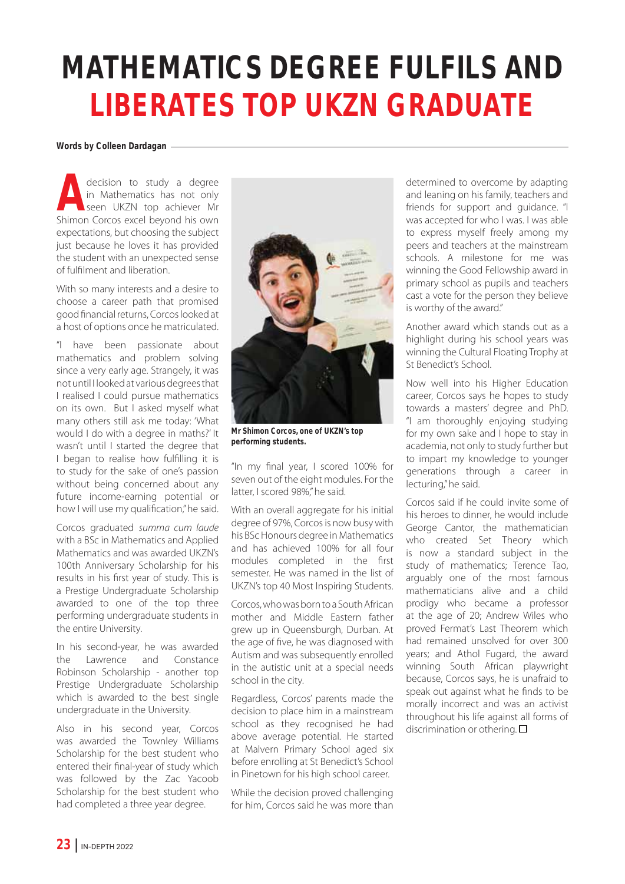# MATHEMATICS DEGREE FULFILS AND LIBERATES TOP UKZN GRADUATE

**Words by Colleen Dardagan**

A decision to study a degree in Mathematics has not only seen UKZN top achiever Mr Shimon Corcos excel beyond his own expectations, but choosing the subject just because he loves it has provided the student with an unexpected sense of fulfilment and liberation.

With so many interests and a desire to choose a career path that promised good financial returns, Corcos looked at a host of options once he matriculated.

"I have been passionate about mathematics and problem solving since a very early age. Strangely, it was not until I looked at various degrees that I realised I could pursue mathematics on its own. But I asked myself what many others still ask me today: 'What would I do with a degree in maths?' It wasn't until I started the degree that I began to realise how fulfilling it is to study for the sake of one's passion without being concerned about any future income-earning potential or how I will use my qualification," he said.

Corcos graduated *summa cum laude* with a BSc in Mathematics and Applied Mathematics and was awarded UKZN's 100th Anniversary Scholarship for his results in his first year of study. This is a Prestige Undergraduate Scholarship awarded to one of the top three performing undergraduate students in the entire University.

In his second-year, he was awarded the Lawrence and Constance Robinson Scholarship - another top Prestige Undergraduate Scholarship which is awarded to the best single undergraduate in the University.

Also in his second year, Corcos was awarded the Townley Williams Scholarship for the best student who entered their final-year of study which was followed by the Zac Yacoob Scholarship for the best student who had completed a three year degree.

**Mr Shimon Corcos, one of UKZN's top performing students.**

"In my final year, I scored 100% for seven out of the eight modules. For the latter, I scored 98%," he said.

With an overall aggregate for his initial degree of 97%, Corcos is now busy with his BSc Honours degree in Mathematics and has achieved 100% for all four modules completed in the first semester. He was named in the list of UKZN's top 40 Most Inspiring Students.

Corcos, who was born to a South African mother and Middle Eastern father grew up in Queensburgh, Durban. At the age of five, he was diagnosed with Autism and was subsequently enrolled in the autistic unit at a special needs school in the city.

Regardless, Corcos' parents made the decision to place him in a mainstream school as they recognised he had above average potential. He started at Malvern Primary School aged six before enrolling at St Benedict's School in Pinetown for his high school career.

While the decision proved challenging for him, Corcos said he was more than determined to overcome by adapting and leaning on his family, teachers and friends for support and guidance. "I was accepted for who I was. I was able to express myself freely among my peers and teachers at the mainstream schools. A milestone for me was winning the Good Fellowship award in primary school as pupils and teachers cast a vote for the person they believe is worthy of the award."

Another award which stands out as a highlight during his school years was winning the Cultural Floating Trophy at St Benedict's School.

Now well into his Higher Education career, Corcos says he hopes to study towards a masters' degree and PhD. "I am thoroughly enjoying studying for my own sake and I hope to stay in academia, not only to study further but to impart my knowledge to younger generations through a career in lecturing," he said.

Corcos said if he could invite some of his heroes to dinner, he would include George Cantor, the mathematician who created Set Theory which is now a standard subject in the study of mathematics; Terence Tao, arguably one of the most famous mathematicians alive and a child prodigy who became a professor at the age of 20; Andrew Wiles who proved Fermat's Last Theorem which had remained unsolved for over 300 years; and Athol Fugard, the award winning South African playwright because, Corcos says, he is unafraid to speak out against what he finds to be morally incorrect and was an activist throughout his life against all forms of discrimination or othering.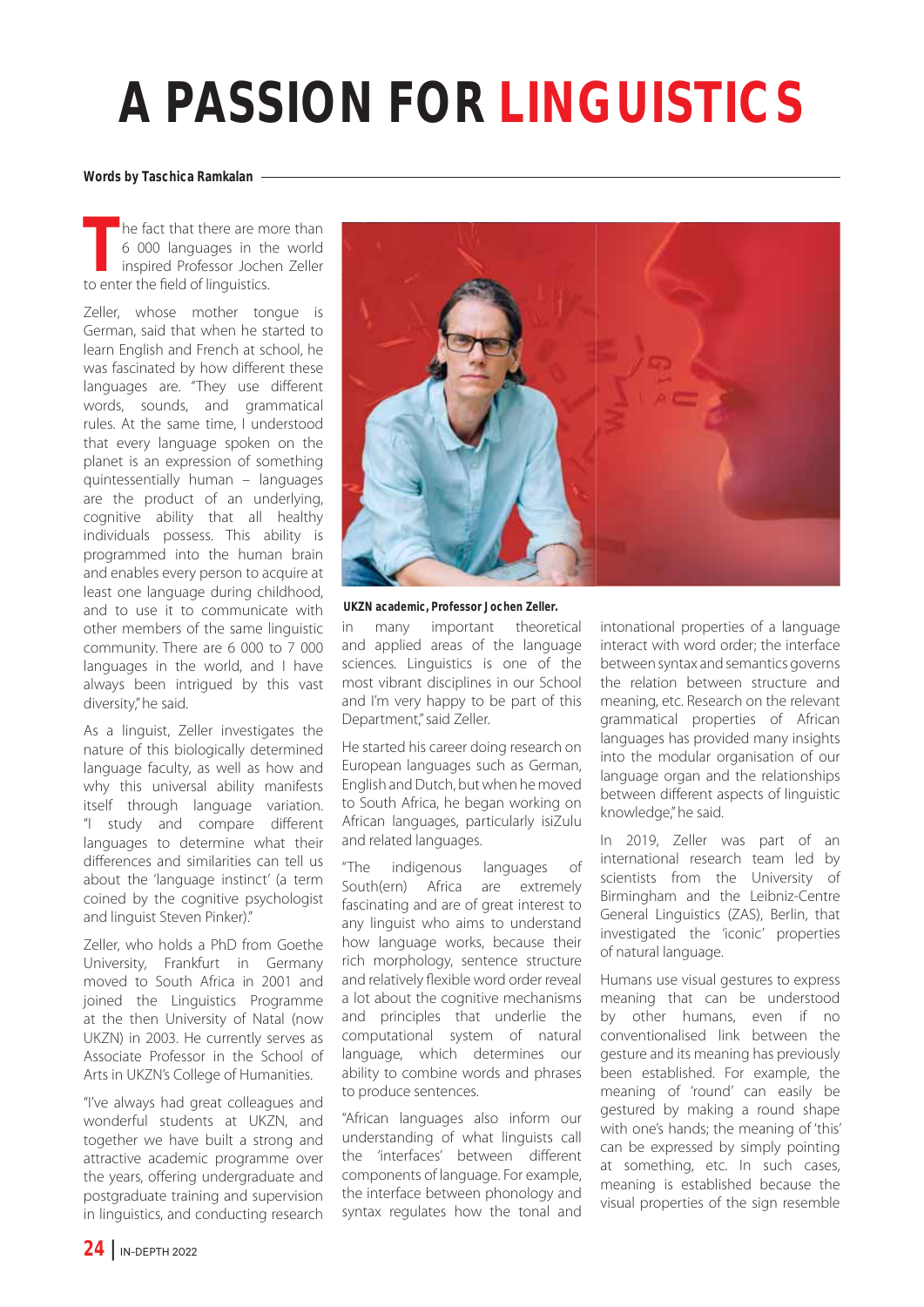# A PASSION FOR LINGUISTICS

**Words by Taschica Ramkalan**

The fact that there are more than 6 000 languages in the world inspired Professor Jochen Zeller to enter the field of linguistics.

Zeller, whose mother tongue is German, said that when he started to learn English and French at school, he was fascinated by how different these languages are. "They use different words, sounds, and grammatical rules. At the same time, I understood that every language spoken on the planet is an expression of something quintessentially human – languages are the product of an underlying, cognitive ability that all healthy individuals possess. This ability is programmed into the human brain and enables every person to acquire at least one language during childhood, and to use it to communicate with other members of the same linguistic community. There are 6 000 to 7 000 languages in the world, and I have always been intrigued by this vast diversity," he said.

As a linguist, Zeller investigates the nature of this biologically determined language faculty, as well as how and why this universal ability manifests itself through language variation. "I study and compare different languages to determine what their differences and similarities can tell us about the 'language instinct' (a term coined by the cognitive psychologist and linguist Steven Pinker)."

Zeller, who holds a PhD from Goethe University, Frankfurt in Germany moved to South Africa in 2001 and joined the Linguistics Programme at the then University of Natal (now UKZN) in 2003. He currently serves as Associate Professor in the School of Arts in UKZN's College of Humanities.

"I've always had great colleagues and wonderful students at UKZN, and together we have built a strong and attractive academic programme over the years, offering undergraduate and postgraduate training and supervision in linguistics, and conducting research in many important theoretical and applied areas of the language sciences. Linguistics is one of the most vibrant disciplines in our School and I'm very happy to be part of this Department," said Zeller.

UKZN academic, Professor Jochen Zeller.

He started his career doing research on European languages such as German, English and Dutch, but when he moved to South Africa, he began working on African languages, particularly isiZulu and related languages.

"The indigenous languages of South(ern) Africa are extremely fascinating and are of great interest to any linguist who aims to understand how language works, because their rich morphology, sentence structure and relatively flexible word order reveal a lot about the cognitive mechanisms and principles that underlie the computational system of natural language, which determines our ability to combine words and phrases to produce sentences.

"African languages also inform our understanding of what linguists call the 'interfaces' between different components of language. For example, the interface between phonology and syntax regulates how the tonal and intonational properties of a language interact with word order; the interface between syntax and semantics governs the relation between structure and meaning, etc. Research on the relevant grammatical properties of African languages has provided many insights into the modular organisation of our language organ and the relationships between different aspects of linguistic knowledge," he said.

In 2019, Zeller was part of an international research team led by scientists from the University of Birmingham and the Leibniz-Centre General Linguistics (ZAS), Berlin, that investigated the 'iconic' properties of natural language.

Humans use visual gestures to express meaning that can be understood by other humans, even if no conventionalised link between the gesture and its meaning has previously been established. For example, the meaning of 'round' can easily be gestured by making a round shape with one's hands; the meaning of 'this' can be expressed by simply pointing at something, etc. In such cases, meaning is established because the visual properties of the sign resemble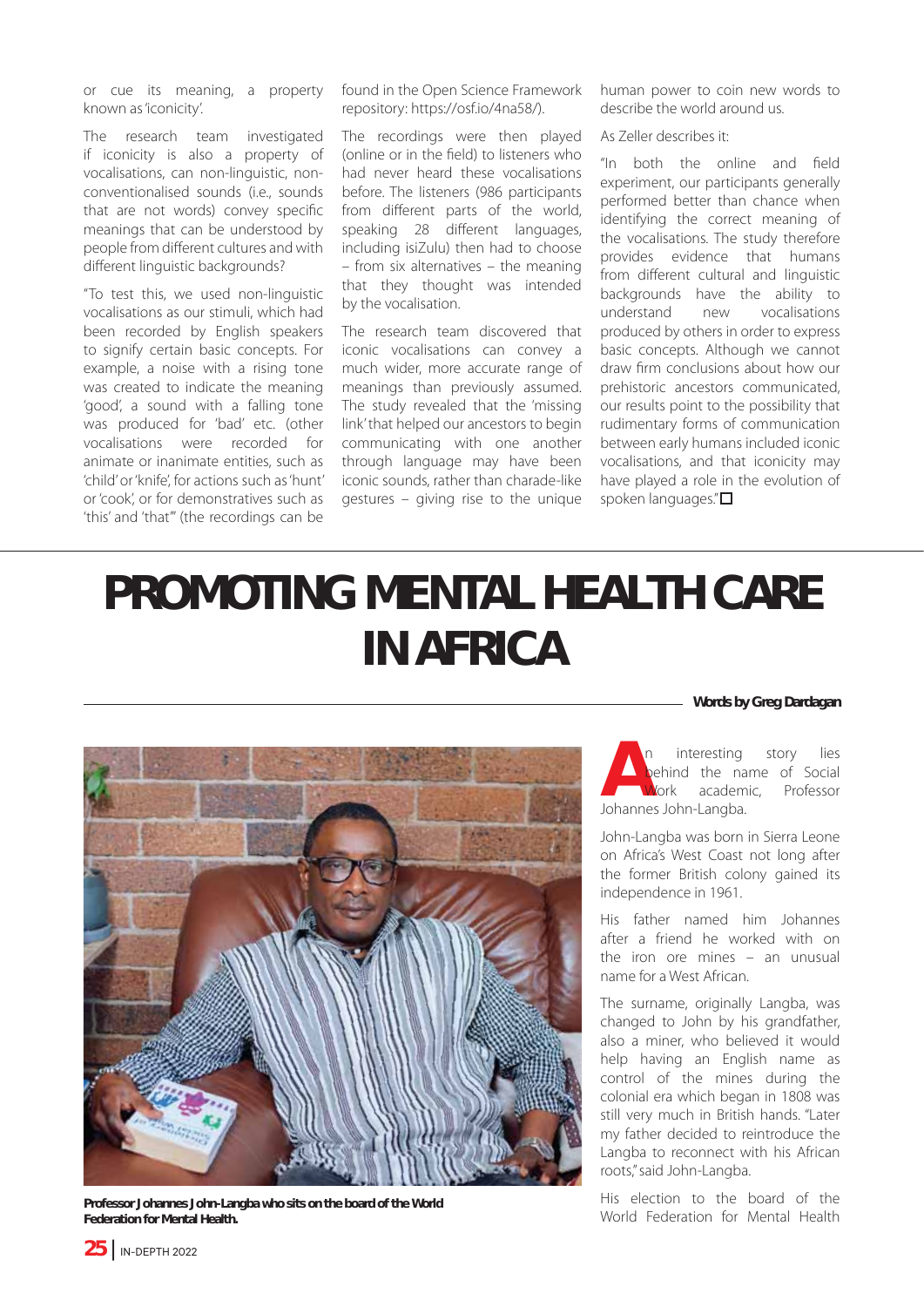or cue its meaning, a property known as 'iconicity'.

The research team investigated if iconicity is also a property of vocalisations, can non-linguistic, non-conventionalised sounds (i.e., sounds that are not words) convey specific meanings that can be understood by people from different cultures and with different linguistic backgrounds?

"To test this, we used non-linguistic vocalisations as our stimuli, which had been recorded by English speakers to signify certain basic concepts. For example, a noise with a rising tone was created to indicate the meaning 'good', a sound with a falling tone was produced for 'bad' etc. (other vocalisations were recorded for animate or inanimate entities, such as 'child' or 'knife', for actions such as 'hunt' or 'cook', or for demonstratives such as 'this' and 'that'" (the recordings can be found in the Open Science Framework repository: https://osf.io/4na58/).

The recordings were then played (online or in the field) to listeners who had never heard these vocalisations before. The listeners (986 participants from different parts of the world, speaking 28 different languages, including isiZulu) then had to choose – from six alternatives – the meaning that they thought was intended by the vocalisation.

The research team discovered that iconic vocalisations can convey a much wider, more accurate range of meanings than previously assumed. The study revealed that the 'missing link' that helped our ancestors to begin communicating with one another through language may have been iconic sounds, rather than charade-like gestures – giving rise to the unique human power to coin new words to describe the world around us.

As Zeller describes it:

"In both the online and field experiment, our participants generally performed better than chance when identifying the correct meaning of the vocalisations. The study therefore provides evidence that humans from different cultural and linguistic backgrounds have the ability to understand new vocalisations produced by others in order to express basic concepts. Although we cannot draw firm conclusions about how our prehistoric ancestors communicated, our results point to the possibility that rudimentary forms of communication between early humans included iconic vocalisations, and that iconicity may have played a role in the evolution of spoken languages."

# PROMOTING MENTAL HEALTH CARE IN AFRICA

**Words by Greg Dardagan**

**Professor Johannes John-Langba who sits on the board of the World Federation for Mental Health.**

An interesting story lies behind the name of Social Work academic, Professor Johannes John-Langba.

John-Langba was born in Sierra Leone on Africa's West Coast not long after the former British colony gained its independence in 1961.

His father named him Johannes after a friend he worked with on the iron ore mines – an unusual name for a West African.

The surname, originally Langba, was changed to John by his grandfather, also a miner, who believed it would help having an English name as control of the mines during the colonial era which began in 1808 was still very much in British hands. "Later my father decided to reintroduce the Langba to reconnect with his African roots," said John-Langba.

His election to the board of the World Federation for Mental Health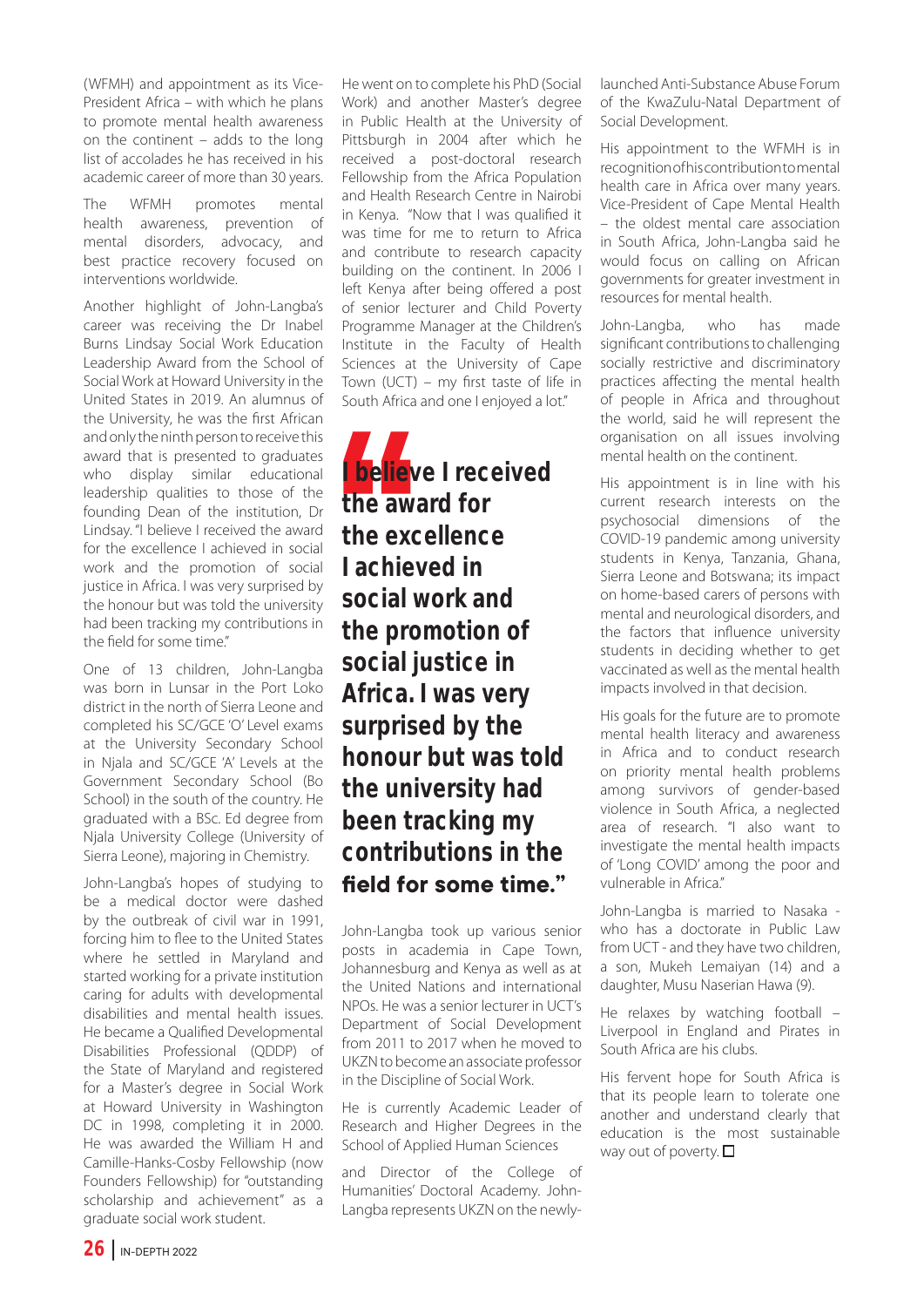(WFMH) and appointment as its Vice-President Africa – with which he plans to promote mental health awareness on the continent – adds to the long list of accolades he has received in his academic career of more than 30 years.

The WFMH promotes mental health awareness, prevention of mental disorders, advocacy, and best practice recovery focused on interventions worldwide.

Another highlight of John-Langba's career was receiving the Dr Inabel Burns Lindsay Social Work Education Leadership Award from the School of Social Work at Howard University in the United States in 2019. An alumnus of the University, he was the first African and only the ninth person to receive this award that is presented to graduates who display similar educational leadership qualities to those of the founding Dean of the institution, Dr Lindsay. "I believe I received the award for the excellence I achieved in social work and the promotion of social justice in Africa. I was very surprised by the honour but was told the university had been tracking my contributions in the field for some time."

One of 13 children, John-Langba was born in Lunsar in the Port Loko district in the north of Sierra Leone and completed his SC/GCE 'O' Level exams at the University Secondary School in Njala and SC/GCE 'A' Levels at the Government Secondary School (Bo School) in the south of the country. He graduated with a BSc. Ed degree from Njala University College (University of Sierra Leone), majoring in Chemistry.

John-Langba's hopes of studying to be a medical doctor were dashed by the outbreak of civil war in 1991, forcing him to flee to the United States where he settled in Maryland and started working for a private institution caring for adults with developmental disabilities and mental health issues. He became a Qualified Developmental Disabilities Professional (QDDP) of the State of Maryland and registered for a Master's degree in Social Work at Howard University in Washington DC in 1998, completing it in 2000. He was awarded the William H and Camille-Hanks-Cosby Fellowship (now Founders Fellowship) for "outstanding scholarship and achievement" as a graduate social work student.

He went on to complete his PhD (Social Work) and another Master's degree in Public Health at the University of Pittsburgh in 2004 after which he received a post-doctoral research Fellowship from the Africa Population and Health Research Centre in Nairobi in Kenya. "Now that I was qualified it was time for me to return to Africa and contribute to research capacity building on the continent. In 2006 I left Kenya after being offered a post of senior lecturer and Child Poverty Programme Manager at the Children's Institute in the Faculty of Health Sciences at the University of Cape Town (UCT) – my first taste of life in South Africa and one I enjoyed a lot."

> **"I believe I received the award for the excellence I achieved in social work and the promotion of social justice in Africa. I was very surprised by the honour but was told the university had been tracking my contributions in the field for some time."**

John-Langba took up various senior posts in academia in Cape Town, Johannesburg and Kenya as well as at the United Nations and international NPOs. He was a senior lecturer in UCT's Department of Social Development from 2011 to 2017 when he moved to UKZN to become an associate professor in the Discipline of Social Work.

He is currently Academic Leader of Research and Higher Degrees in the School of Applied Human Sciences and Director of the College of Humanities' Doctoral Academy. John-Langba represents UKZN on the newly-launched Anti-Substance Abuse Forum of the KwaZulu-Natal Department of Social Development.

His appointment to the WFMH is in recognition of his contribution to mental health care in Africa over many years. Vice-President of Cape Mental Health – the oldest mental care association in South Africa, John-Langba said he would focus on calling on African governments for greater investment in resources for mental health.

John-Langba, who has made significant contributions to challenging socially restrictive and discriminatory practices affecting the mental health of people in Africa and throughout the world, said he will represent the organisation on all issues involving mental health on the continent.

His appointment is in line with his current research interests on the psychosocial dimensions of the COVID-19 pandemic among university students in Kenya, Tanzania, Ghana, Sierra Leone and Botswana; its impact on home-based carers of persons with mental and neurological disorders, and the factors that influence university students in deciding whether to get vaccinated as well as the mental health impacts involved in that decision.

His goals for the future are to promote mental health literacy and awareness in Africa and to conduct research on priority mental health problems among survivors of gender-based violence in South Africa, a neglected area of research. "I also want to investigate the mental health impacts of 'Long COVID' among the poor and vulnerable in Africa."

John-Langba is married to Nasaka - who has a doctorate in Public Law from UCT - and they have two children, a son, Mukeh Lemaiyan (14) and a daughter, Musu Naserian Hawa (9).

He relaxes by watching football – Liverpool in England and Pirates in South Africa are his clubs.

His fervent hope for South Africa is that its people learn to tolerate one another and understand clearly that education is the most sustainable way out of poverty. ☐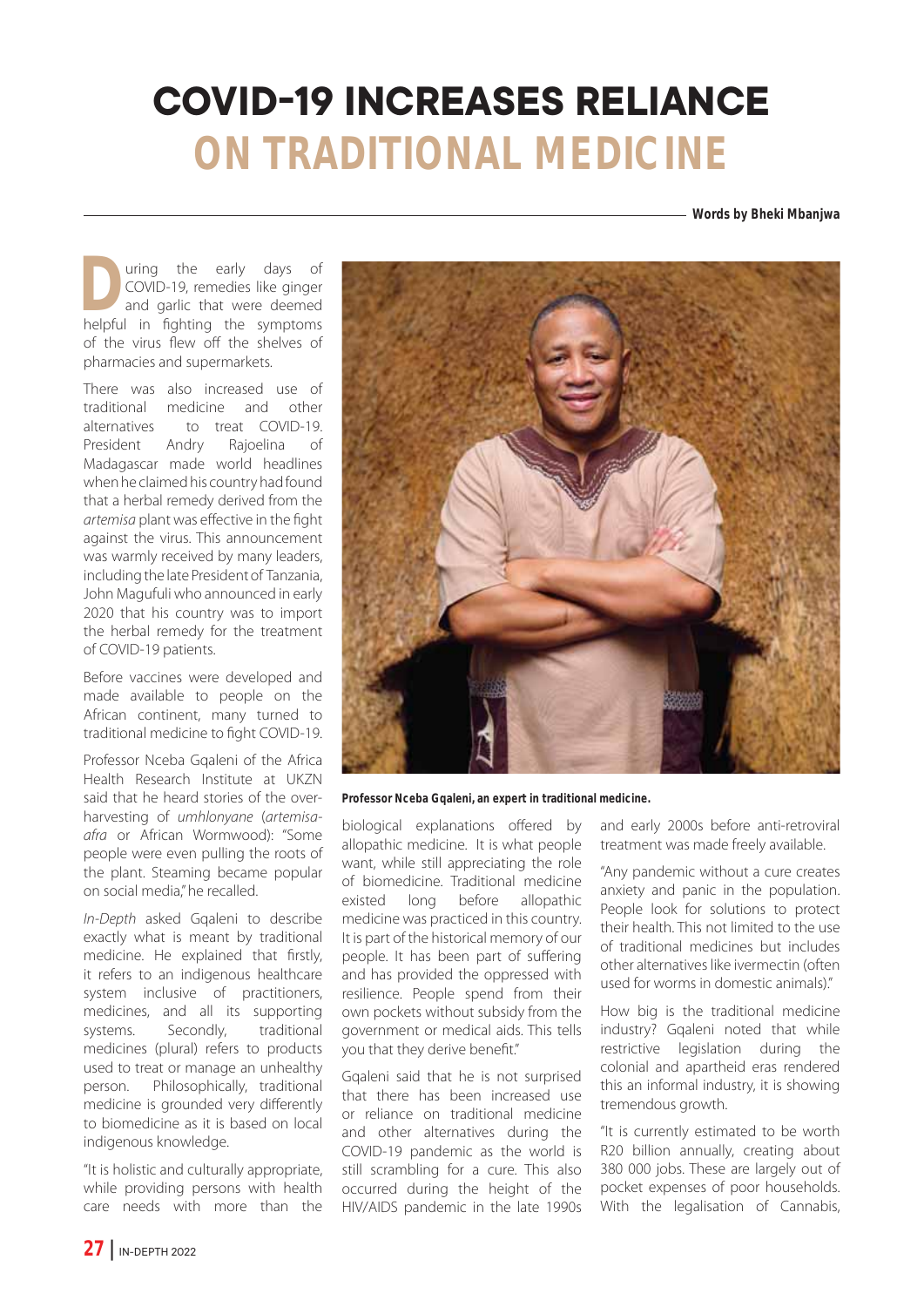# COVID-19 INCREASES RELIANCE ON TRADITIONAL MEDICINE

**Words by Bheki Mbanjwa**

During the early days of COVID-19, remedies like ginger and garlic that were deemed helpful in fighting the symptoms of the virus flew off the shelves of pharmacies and supermarkets.

There was also increased use of traditional medicine and other alternatives to treat COVID-19. President Andry Rajoelina of Madagascar made world headlines when he claimed his country had found that a herbal remedy derived from the *artemisa* plant was effective in the fight against the virus. This announcement was warmly received by many leaders, including the late President of Tanzania, John Magufuli who announced in early 2020 that his country was to import the herbal remedy for the treatment of COVID-19 patients.

Before vaccines were developed and made available to people on the African continent, many turned to traditional medicine to fight COVID-19.

Professor Nceba Gqaleni of the Africa Health Research Institute at UKZN said that he heard stories of the over-harvesting of *umhlonyane* (*artemisa-afra* or African Wormwood): "Some people were even pulling the roots of the plant. Steaming became popular on social media," he recalled.

*In-Depth* asked Gqaleni to describe exactly what is meant by traditional medicine. He explained that firstly, it refers to an indigenous healthcare system inclusive of practitioners, medicines, and all its supporting systems. Secondly, traditional medicines (plural) refers to products used to treat or manage an unhealthy person. Philosophically, traditional medicine is grounded very differently to biomedicine as it is based on local indigenous knowledge.

"It is holistic and culturally appropriate, while providing persons with health care needs with more than the biological explanations offered by allopathic medicine. It is what people want, while still appreciating the role of biomedicine. Traditional medicine existed long before allopathic medicine was practiced in this country. It is part of the historical memory of our people. It has been part of suffering and has provided the oppressed with resilience. People spend from their own pockets without subsidy from the government or medical aids. This tells you that they derive benefit."

**Professor Nceba Gqaleni, an expert in traditional medicine.**

Gqaleni said that he is not surprised that there has been increased use or reliance on traditional medicine and other alternatives during the COVID-19 pandemic as the world is still scrambling for a cure. This also occurred during the height of the HIV/AIDS pandemic in the late 1990s and early 2000s before anti-retroviral treatment was made freely available.

"Any pandemic without a cure creates anxiety and panic in the population. People look for solutions to protect their health. This not limited to the use of traditional medicines but includes other alternatives like ivermectin (often used for worms in domestic animals)."

How big is the traditional medicine industry? Gqaleni noted that while restrictive legislation during the colonial and apartheid eras rendered this an informal industry, it is showing tremendous growth.

"It is currently estimated to be worth R20 billion annually, creating about 380 000 jobs. These are largely out of pocket expenses of poor households. With the legalisation of Cannabis,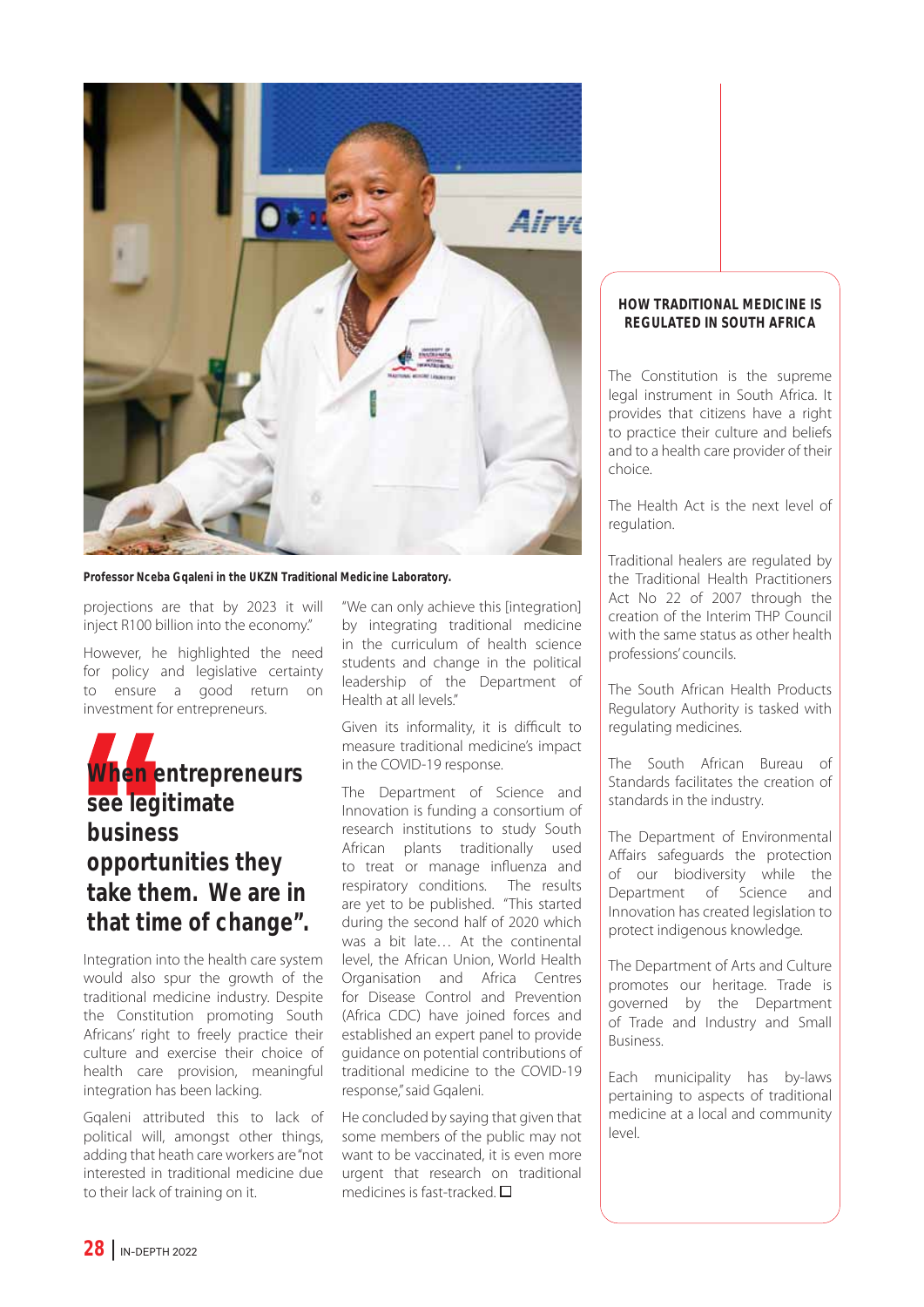Professor Nceba Gqaleni in the UKZN Traditional Medicine Laboratory.

projections are that by 2023 it will inject R100 billion into the economy."

However, he highlighted the need for policy and legislative certainty to ensure a good return on investment for entrepreneurs.

> **When entrepreneurs see legitimate business opportunities they take them. We are in that time of change".**

Integration into the health care system would also spur the growth of the traditional medicine industry. Despite the Constitution promoting South Africans' right to freely practice their culture and exercise their choice of health care provision, meaningful integration has been lacking.

Gqaleni attributed this to lack of political will, amongst other things, adding that heath care workers are "not interested in traditional medicine due to their lack of training on it.

"We can only achieve this [integration] by integrating traditional medicine in the curriculum of health science students and change in the political leadership of the Department of Health at all levels."

Given its informality, it is difficult to measure traditional medicine's impact in the COVID-19 response.

The Department of Science and Innovation is funding a consortium of research institutions to study South African plants traditionally used to treat or manage influenza and respiratory conditions. The results are yet to be published. "This started during the second half of 2020 which was a bit late… At the continental level, the African Union, World Health Organisation and Africa Centres for Disease Control and Prevention (Africa CDC) have joined forces and established an expert panel to provide guidance on potential contributions of traditional medicine to the COVID-19 response," said Gqaleni.

He concluded by saying that given that some members of the public may not want to be vaccinated, it is even more urgent that research on traditional medicines is fast-tracked. □

## HOW TRADITIONAL MEDICINE IS REGULATED IN SOUTH AFRICA

The Constitution is the supreme legal instrument in South Africa. It provides that citizens have a right to practice their culture and beliefs and to a health care provider of their choice.

The Health Act is the next level of regulation.

Traditional healers are regulated by the Traditional Health Practitioners Act No 22 of 2007 through the creation of the Interim THP Council with the same status as other health professions' councils.

The South African Health Products Regulatory Authority is tasked with regulating medicines.

The South African Bureau of Standards facilitates the creation of standards in the industry.

The Department of Environmental Affairs safeguards the protection of our biodiversity while the Department of Science and Innovation has created legislation to protect indigenous knowledge.

The Department of Arts and Culture promotes our heritage. Trade is governed by the Department of Trade and Industry and Small Business.

Each municipality has by-laws pertaining to aspects of traditional medicine at a local and community level.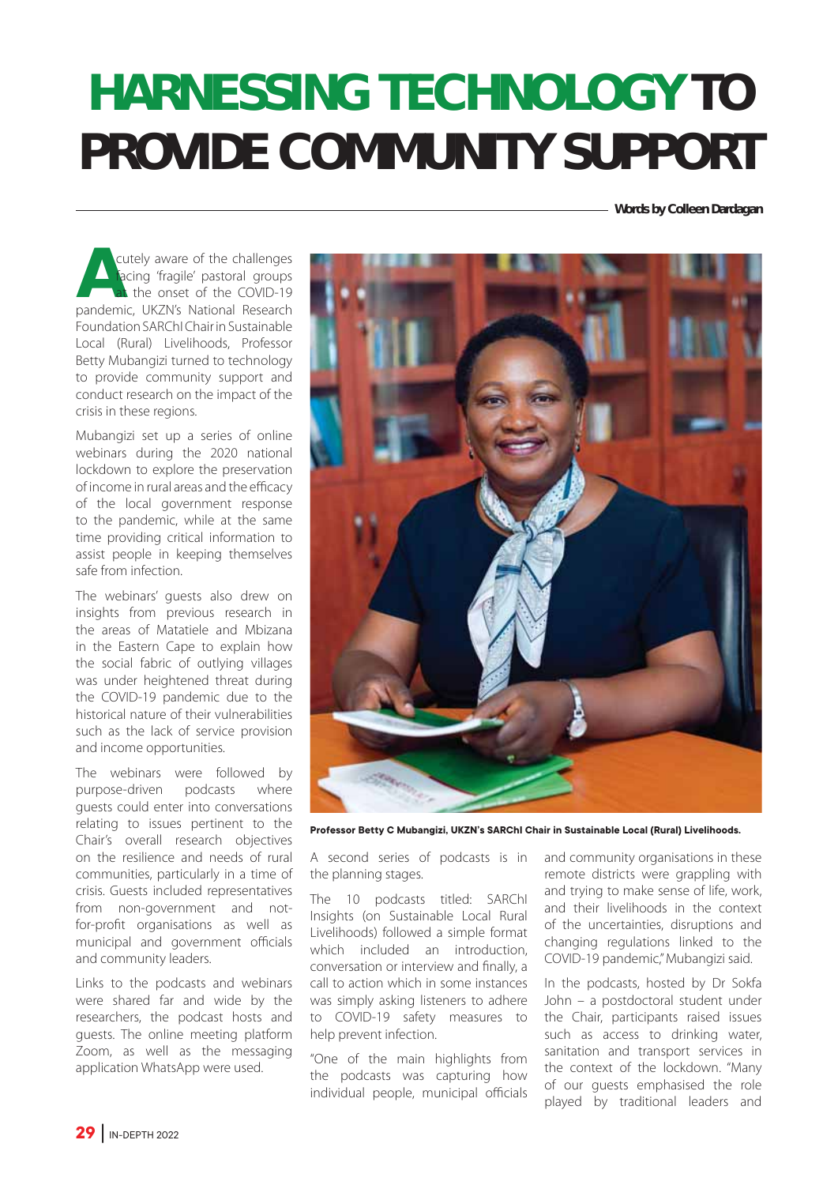# HARNESSING TECHNOLOGY TO PROVIDE COMMUNITY SUPPORT

**Words by Colleen Dardagan**

Acutely aware of the challenges facing 'fragile' pastoral groups at the onset of the COVID-19 pandemic, UKZN's National Research Foundation SARChI Chair in Sustainable Local (Rural) Livelihoods, Professor Betty Mubangizi turned to technology to provide community support and conduct research on the impact of the crisis in these regions.

Mubangizi set up a series of online webinars during the 2020 national lockdown to explore the preservation of income in rural areas and the efficacy of the local government response to the pandemic, while at the same time providing critical information to assist people in keeping themselves safe from infection.

The webinars' guests also drew on insights from previous research in the areas of Matatiele and Mbizana in the Eastern Cape to explain how the social fabric of outlying villages was under heightened threat during the COVID-19 pandemic due to the historical nature of their vulnerabilities such as the lack of service provision and income opportunities.

The webinars were followed by purpose-driven podcasts where guests could enter into conversations relating to issues pertinent to the Chair's overall research objectives on the resilience and needs of rural communities, particularly in a time of crisis. Guests included representatives from non-government and not-for-profit organisations as well as municipal and government officials and community leaders.

Links to the podcasts and webinars were shared far and wide by the researchers, the podcast hosts and guests. The online meeting platform Zoom, as well as the messaging application WhatsApp were used.

**Professor Betty C Mubangizi, UKZN's SARChI Chair in Sustainable Local (Rural) Livelihoods.**

A second series of podcasts is in the planning stages.

The 10 podcasts titled: SARChI Insights (on Sustainable Local Rural Livelihoods) followed a simple format which included an introduction, conversation or interview and finally, a call to action which in some instances was simply asking listeners to adhere to COVID-19 safety measures to help prevent infection.

"One of the main highlights from the podcasts was capturing how individual people, municipal officials and community organisations in these remote districts were grappling with and trying to make sense of life, work, and their livelihoods in the context of the uncertainties, disruptions and changing regulations linked to the COVID-19 pandemic," Mubangizi said.

In the podcasts, hosted by Dr Sokfa John – a postdoctoral student under the Chair, participants raised issues such as access to drinking water, sanitation and transport services in the context of the lockdown. "Many of our guests emphasised the role played by traditional leaders and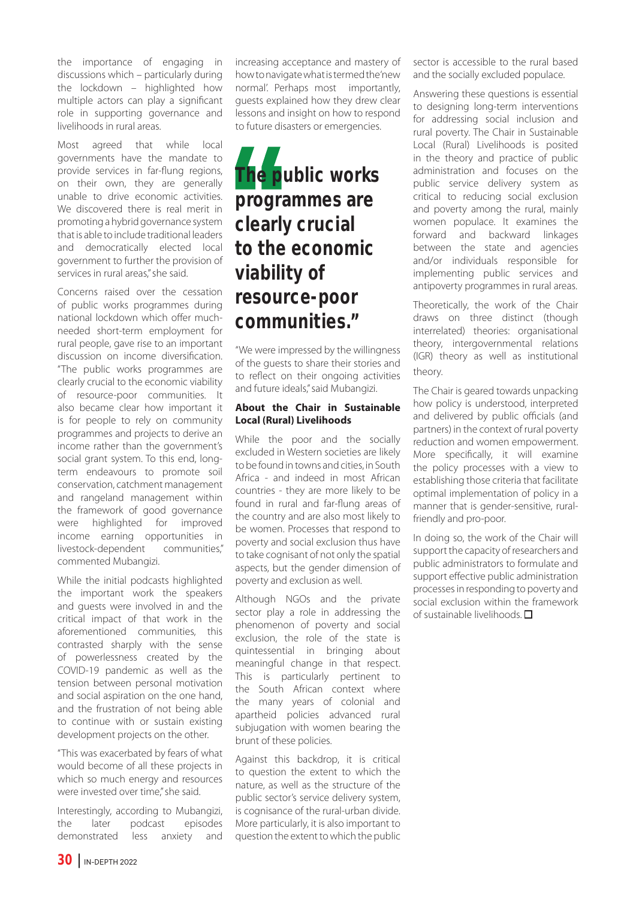the importance of engaging in discussions which – particularly during the lockdown – highlighted how multiple actors can play a significant role in supporting governance and livelihoods in rural areas.

Most agreed that while local governments have the mandate to provide services in far-flung regions, on their own, they are generally unable to drive economic activities. We discovered there is real merit in promoting a hybrid governance system that is able to include traditional leaders and democratically elected local government to further the provision of services in rural areas," she said.

Concerns raised over the cessation of public works programmes during national lockdown which offer much-needed short-term employment for rural people, gave rise to an important discussion on income diversification. "The public works programmes are clearly crucial to the economic viability of resource-poor communities. It also became clear how important it is for people to rely on community programmes and projects to derive an income rather than the government's social grant system. To this end, long-term endeavours to promote soil conservation, catchment management and rangeland management within the framework of good governance were highlighted for improved income earning opportunities in livestock-dependent communities," commented Mubangizi.

While the initial podcasts highlighted the important work the speakers and guests were involved in and the critical impact of that work in the aforementioned communities, this contrasted sharply with the sense of powerlessness created by the COVID-19 pandemic as well as the tension between personal motivation and social aspiration on the one hand, and the frustration of not being able to continue with or sustain existing development projects on the other.

"This was exacerbated by fears of what would become of all these projects in which so much energy and resources were invested over time," she said.

Interestingly, according to Mubangizi, the later podcast episodes demonstrated less anxiety and increasing acceptance and mastery of how to navigate what is termed the 'new normal'. Perhaps most importantly, guests explained how they drew clear lessons and insight on how to respond to future disasters or emergencies.

> **"The public works programmes are clearly crucial to the economic viability of resource-poor communities."**

"We were impressed by the willingness of the guests to share their stories and to reflect on their ongoing activities and future ideals," said Mubangizi.

**About the Chair in Sustainable Local (Rural) Livelihoods**

While the poor and the socially excluded in Western societies are likely to be found in towns and cities, in South Africa - and indeed in most African countries - they are more likely to be found in rural and far-flung areas of the country and are also most likely to be women. Processes that respond to poverty and social exclusion thus have to take cognisant of not only the spatial aspects, but the gender dimension of poverty and exclusion as well.

Although NGOs and the private sector play a role in addressing the phenomenon of poverty and social exclusion, the role of the state is quintessential in bringing about meaningful change in that respect. This is particularly pertinent to the South African context where the many years of colonial and apartheid policies advanced rural subjugation with women bearing the brunt of these policies.

Against this backdrop, it is critical to question the extent to which the nature, as well as the structure of the public sector's service delivery system, is cognisance of the rural-urban divide. More particularly, it is also important to question the extent to which the public sector is accessible to the rural based and the socially excluded populace.

Answering these questions is essential to designing long-term interventions for addressing social inclusion and rural poverty. The Chair in Sustainable Local (Rural) Livelihoods is posited in the theory and practice of public administration and focuses on the public service delivery system as critical to reducing social exclusion and poverty among the rural, mainly women populace. It examines the forward and backward linkages between the state and agencies and/or individuals responsible for implementing public services and antipoverty programmes in rural areas.

Theoretically, the work of the Chair draws on three distinct (though interrelated) theories: organisational theory, intergovernmental relations (IGR) theory as well as institutional theory.

The Chair is geared towards unpacking how policy is understood, interpreted and delivered by public officials (and partners) in the context of rural poverty reduction and women empowerment. More specifically, it will examine the policy processes with a view to establishing those criteria that facilitate optimal implementation of policy in a manner that is gender-sensitive, rural-friendly and pro-poor.

In doing so, the work of the Chair will support the capacity of researchers and public administrators to formulate and support effective public administration processes in responding to poverty and social exclusion within the framework of sustainable livelihoods. ☐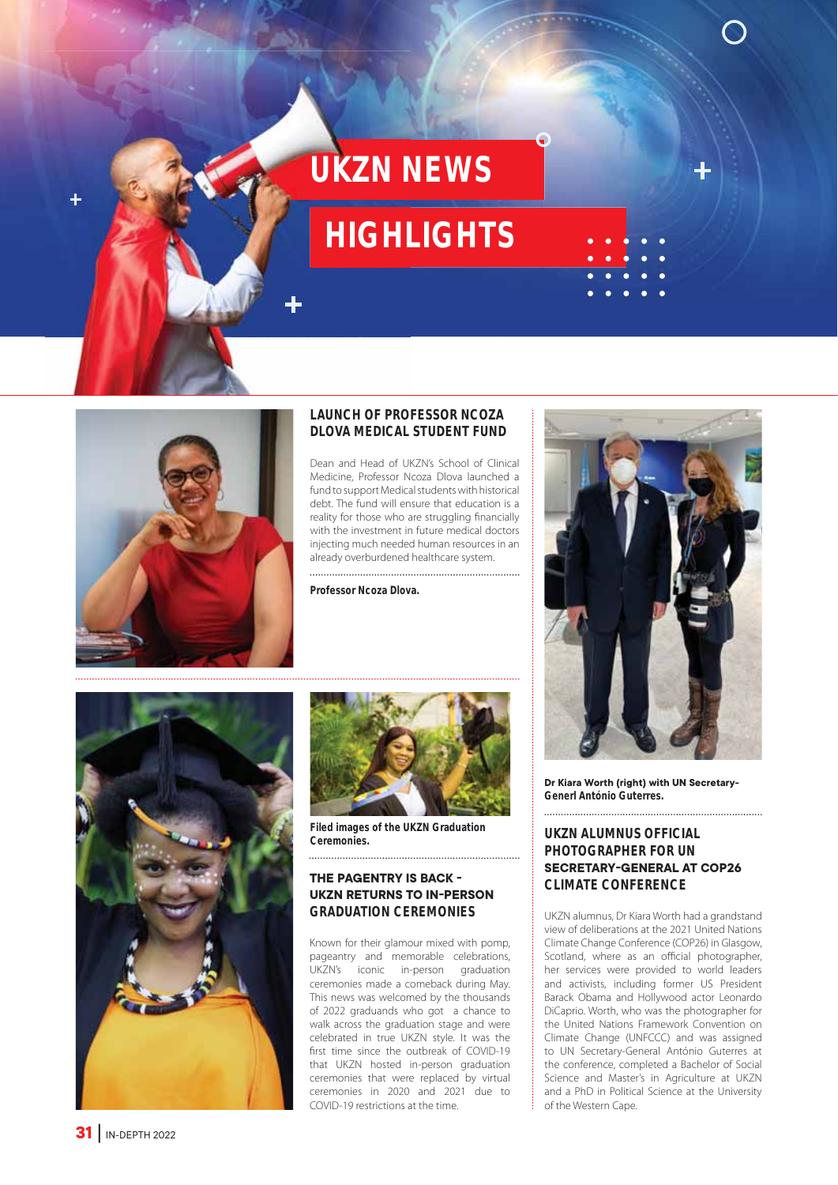# UKZN NEWS HIGHLIGHTS

## LAUNCH OF PROFESSOR NCOZA DLOVA MEDICAL STUDENT FUND

Dean and Head of UKZN's School of Clinical Medicine, Professor Ncoza Dlova launched a fund to support Medical students with historical debt. The fund will ensure that education is a reality for those who are struggling financially with the investment in future medical doctors injecting much needed human resources in an already overburdened healthcare system.

**Professor Ncoza Dlova.**

**Filed images of the UKZN Graduation Ceremonies.**

## THE PAGENTRY IS BACK - UKZN RETURNS TO IN-PERSON GRADUATION CEREMONIES

Known for their glamour mixed with pomp, pageantry and memorable celebrations, UKZN's iconic in-person graduation ceremonies made a comeback during May. This news was welcomed by the thousands of 2022 graduands who got a chance to walk across the graduation stage and were celebrated in true UKZN style. It was the first time since the outbreak of COVID-19 that UKZN hosted in-person graduation ceremonies that were replaced by virtual ceremonies in 2020 and 2021 due to COVID-19 restrictions at the time.

**Dr Kiara Worth (right) with UN Secretary-Generl António Guterres.**

## UKZN ALUMNUS OFFICIAL PHOTOGRAPHER FOR UN SECRETARY-GENERAL AT COP26 CLIMATE CONFERENCE

UKZN alumnus, Dr Kiara Worth had a grandstand view of deliberations at the 2021 United Nations Climate Change Conference (COP26) in Glasgow, Scotland, where as an official photographer, her services were provided to world leaders and activists, including former US President Barack Obama and Hollywood actor Leonardo DiCaprio. Worth, who was the photographer for the United Nations Framework Convention on Climate Change (UNFCCC) and was assigned to UN Secretary-General António Guterres at the conference, completed a Bachelor of Social Science and Master's in Agriculture at UKZN and a PhD in Political Science at the University of the Western Cape.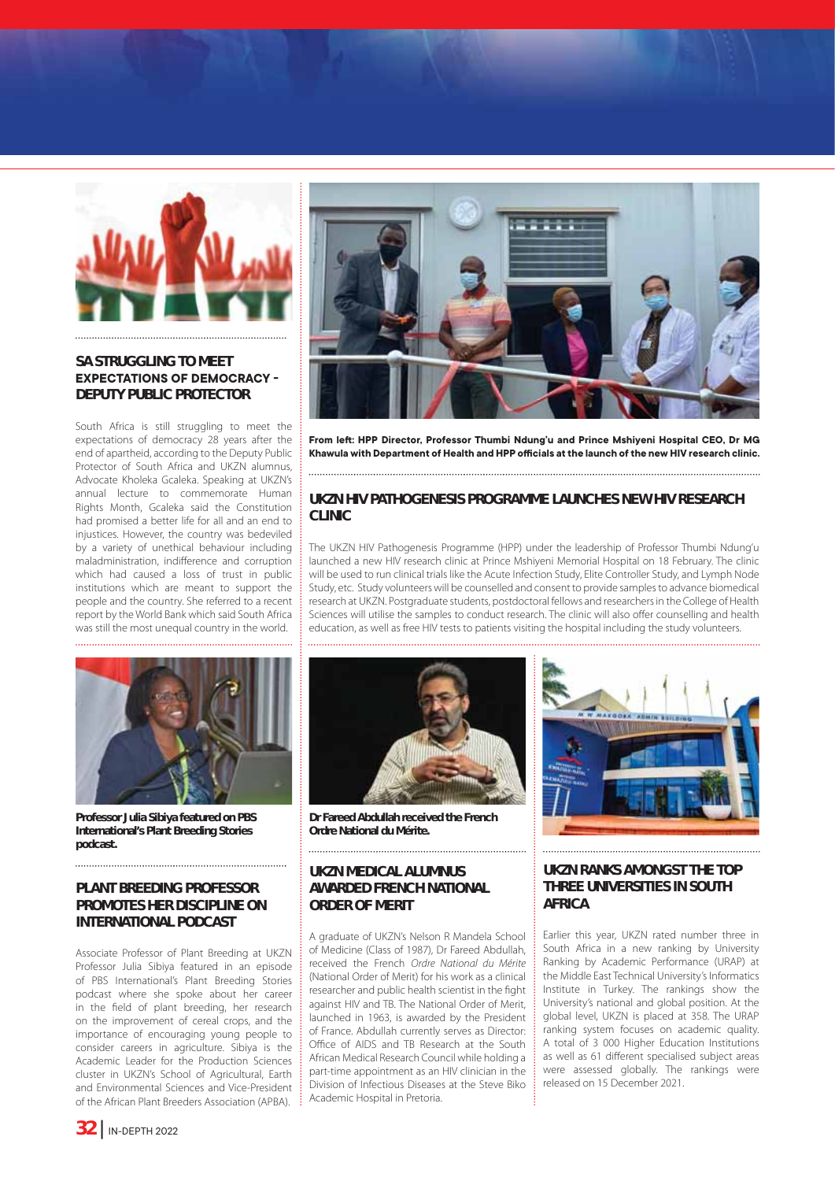## SA STRUGGLING TO MEET EXPECTATIONS OF DEMOCRACY - DEPUTY PUBLIC PROTECTOR

South Africa is still struggling to meet the expectations of democracy 28 years after the end of apartheid, according to the Deputy Public Protector of South Africa and UKZN alumnus, Advocate Kholeka Gcaleka. Speaking at UKZN's annual lecture to commemorate Human Rights Month, Gcaleka said the Constitution had promised a better life for all and an end to injustices. However, the country was bedeviled by a variety of unethical behaviour including maladministration, indifference and corruption which had caused a loss of trust in public institutions which are meant to support the people and the country. She referred to a recent report by the World Bank which said South Africa was still the most unequal country in the world.

**From left: HPP Director, Professor Thumbi Ndung'u and Prince Mshiyeni Hospital CEO, Dr MG Khawula with Department of Health and HPP officials at the launch of the new HIV research clinic.**

## UKZN HIV PATHOGENESIS PROGRAMME LAUNCHES NEW HIV RESEARCH CLINIC

The UKZN HIV Pathogenesis Programme (HPP) under the leadership of Professor Thumbi Ndung'u launched a new HIV research clinic at Prince Mshiyeni Memorial Hospital on 18 February. The clinic will be used to run clinical trials like the Acute Infection Study, Elite Controller Study, and Lymph Node Study, etc. Study volunteers will be counselled and consent to provide samples to advance biomedical research at UKZN. Postgraduate students, postdoctoral fellows and researchers in the College of Health Sciences will utilise the samples to conduct research. The clinic will also offer counselling and health education, as well as free HIV tests to patients visiting the hospital including the study volunteers.

**Professor Julia Sibiya featured on PBS International's Plant Breeding Stories podcast.**

## PLANT BREEDING PROFESSOR PROMOTES HER DISCIPLINE ON INTERNATIONAL PODCAST

Associate Professor of Plant Breeding at UKZN Professor Julia Sibiya featured in an episode of PBS International's Plant Breeding Stories podcast where she spoke about her career in the field of plant breeding, her research on the improvement of cereal crops, and the importance of encouraging young people to consider careers in agriculture. Sibiya is the Academic Leader for the Production Sciences cluster in UKZN's School of Agricultural, Earth and Environmental Sciences and Vice-President of the African Plant Breeders Association (APBA).

**Dr Fareed Abdullah received the French Ordre National du Mérite.**

## UKZN MEDICAL ALUMNUS AWARDED FRENCH NATIONAL ORDER OF MERIT

A graduate of UKZN's Nelson R Mandela School of Medicine (Class of 1987), Dr Fareed Abdullah, received the French *Ordre National du Mérite* (National Order of Merit) for his work as a clinical researcher and public health scientist in the fight against HIV and TB. The National Order of Merit, launched in 1963, is awarded by the President of France. Abdullah currently serves as Director: Office of AIDS and TB Research at the South African Medical Research Council while holding a part-time appointment as an HIV clinician in the Division of Infectious Diseases at the Steve Biko Academic Hospital in Pretoria.

## UKZN RANKS AMONGST THE TOP THREE UNIVERSITIES IN SOUTH AFRICA

Earlier this year, UKZN rated number three in South Africa in a new ranking by University Ranking by Academic Performance (URAP) at the Middle East Technical University's Informatics Institute in Turkey. The rankings show the University's national and global position. At the global level, UKZN is placed at 358. The URAP ranking system focuses on academic quality. A total of 3 000 Higher Education Institutions as well as 61 different specialised subject areas were assessed globally. The rankings were released on 15 December 2021.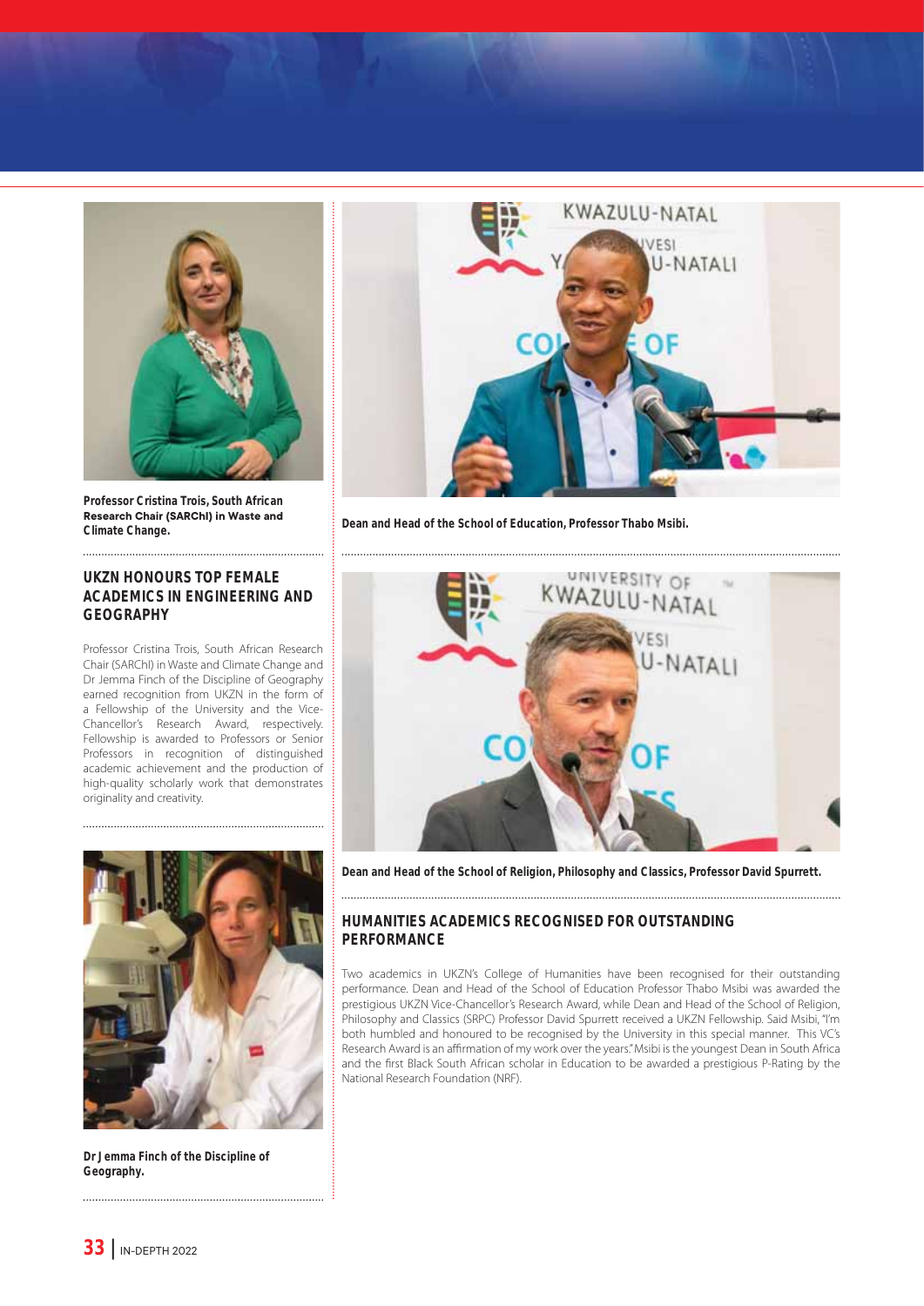Professor Cristina Trois, South African Research Chair (SARChI) in Waste and Climate Change.

## UKZN HONOURS TOP FEMALE ACADEMICS IN ENGINEERING AND GEOGRAPHY

Professor Cristina Trois, South African Research Chair (SARChI) in Waste and Climate Change and Dr Jemma Finch of the Discipline of Geography earned recognition from UKZN in the form of a Fellowship of the University and the Vice-Chancellor's Research Award, respectively. Fellowship is awarded to Professors or Senior Professors in recognition of distinguished academic achievement and the production of high-quality scholarly work that demonstrates originality and creativity.

Dr Jemma Finch of the Discipline of Geography.

Dean and Head of the School of Education, Professor Thabo Msibi.

Dean and Head of the School of Religion, Philosophy and Classics, Professor David Spurrett.

## HUMANITIES ACADEMICS RECOGNISED FOR OUTSTANDING PERFORMANCE

Two academics in UKZN's College of Humanities have been recognised for their outstanding performance. Dean and Head of the School of Education Professor Thabo Msibi was awarded the prestigious UKZN Vice-Chancellor's Research Award, while Dean and Head of the School of Religion, Philosophy and Classics (SRPC) Professor David Spurrett received a UKZN Fellowship. Said Msibi, "I'm both humbled and honoured to be recognised by the University in this special manner. This VC's Research Award is an affirmation of my work over the years." Msibi is the youngest Dean in South Africa and the first Black South African scholar in Education to be awarded a prestigious P-Rating by the National Research Foundation (NRF).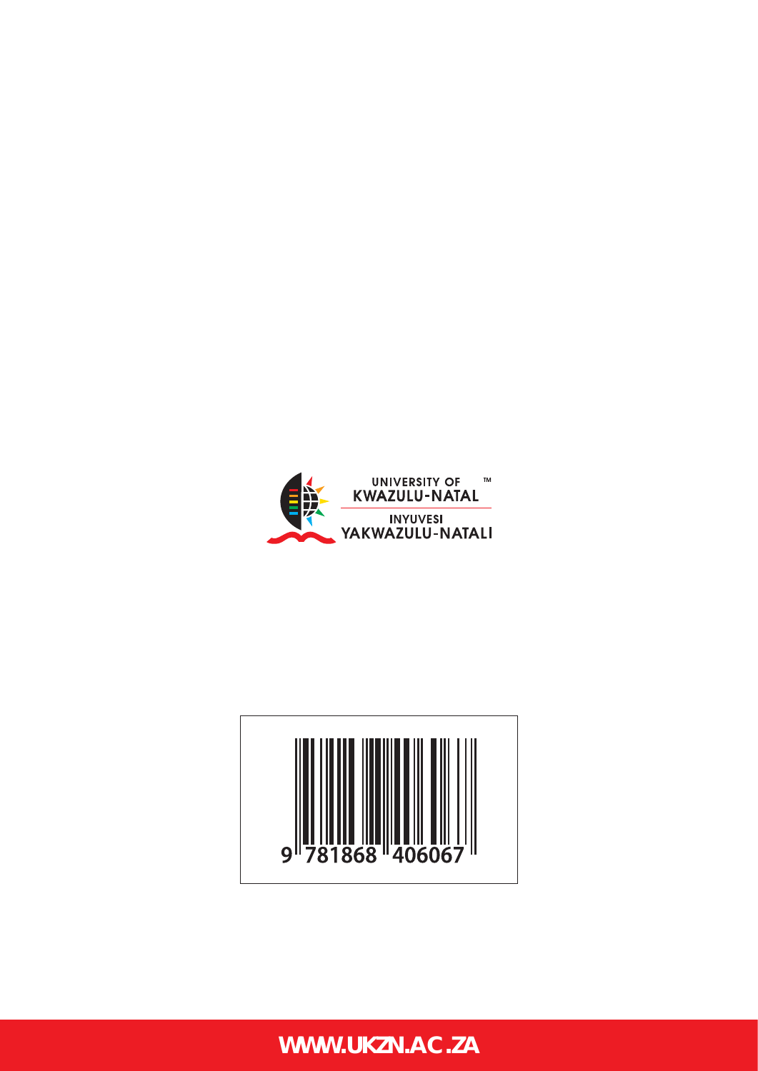UNIVERSITY OF KWAZULU-NATAL™

INYUVESI YAKWAZULU-NATALI

9 781868 406067

WWW.UKZN.AC.ZA